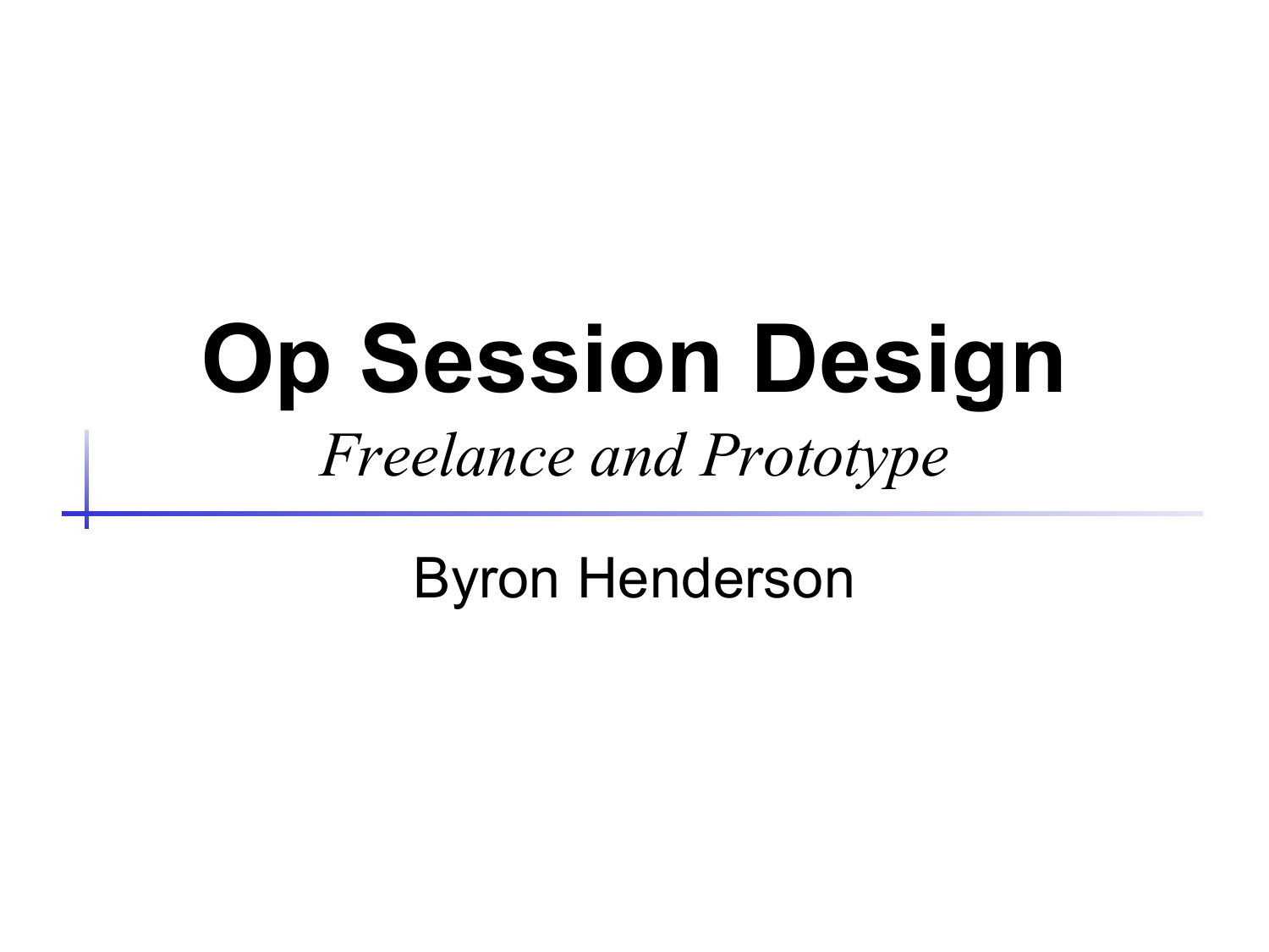# Op Session Design

*Freelance and Prototype*

Byron Henderson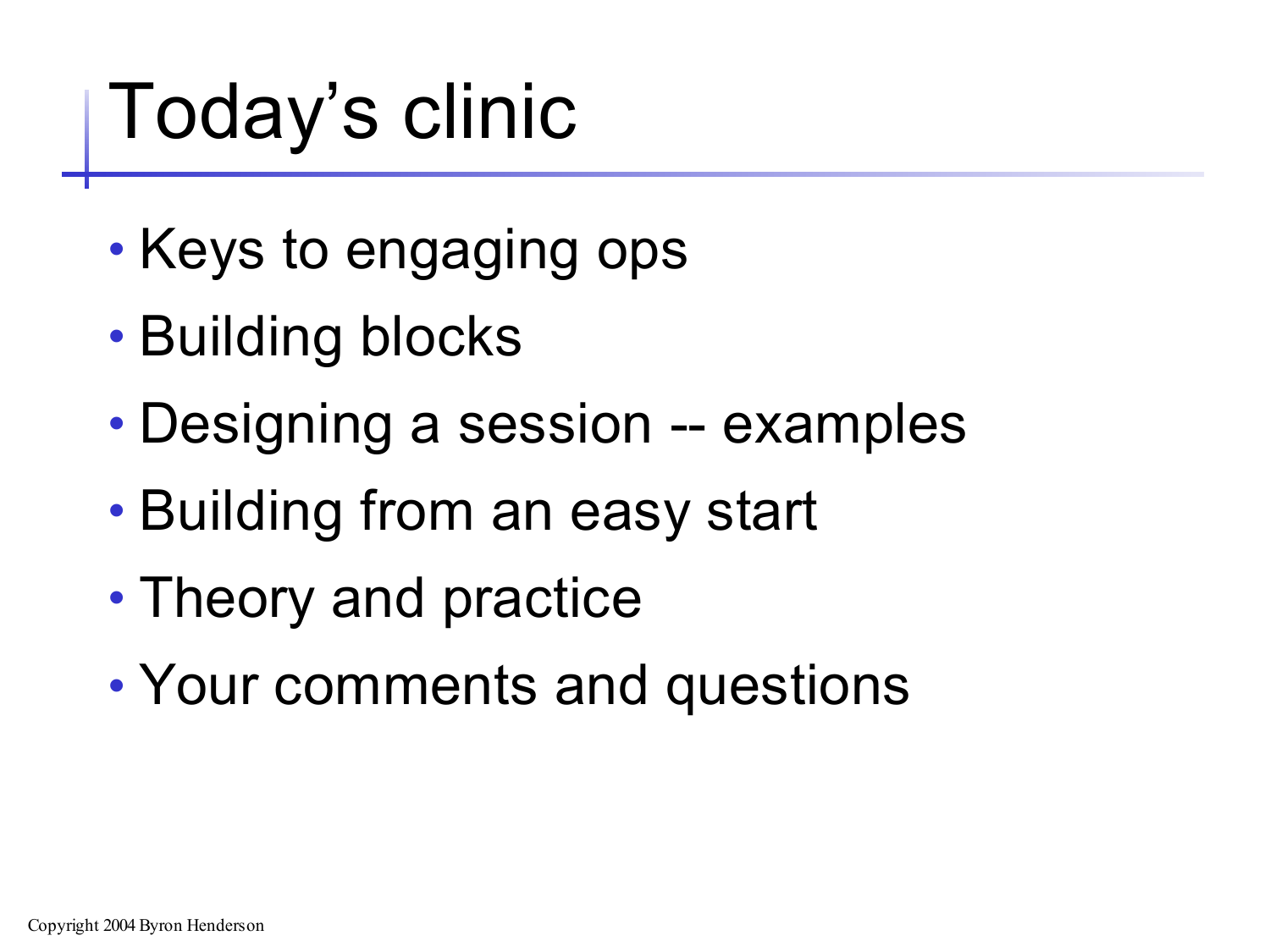# Today's clinic

- Keys to engaging ops
- Building blocks
- Designing a session -- examples
- Building from an easy start
- Theory and practice
- Your comments and questions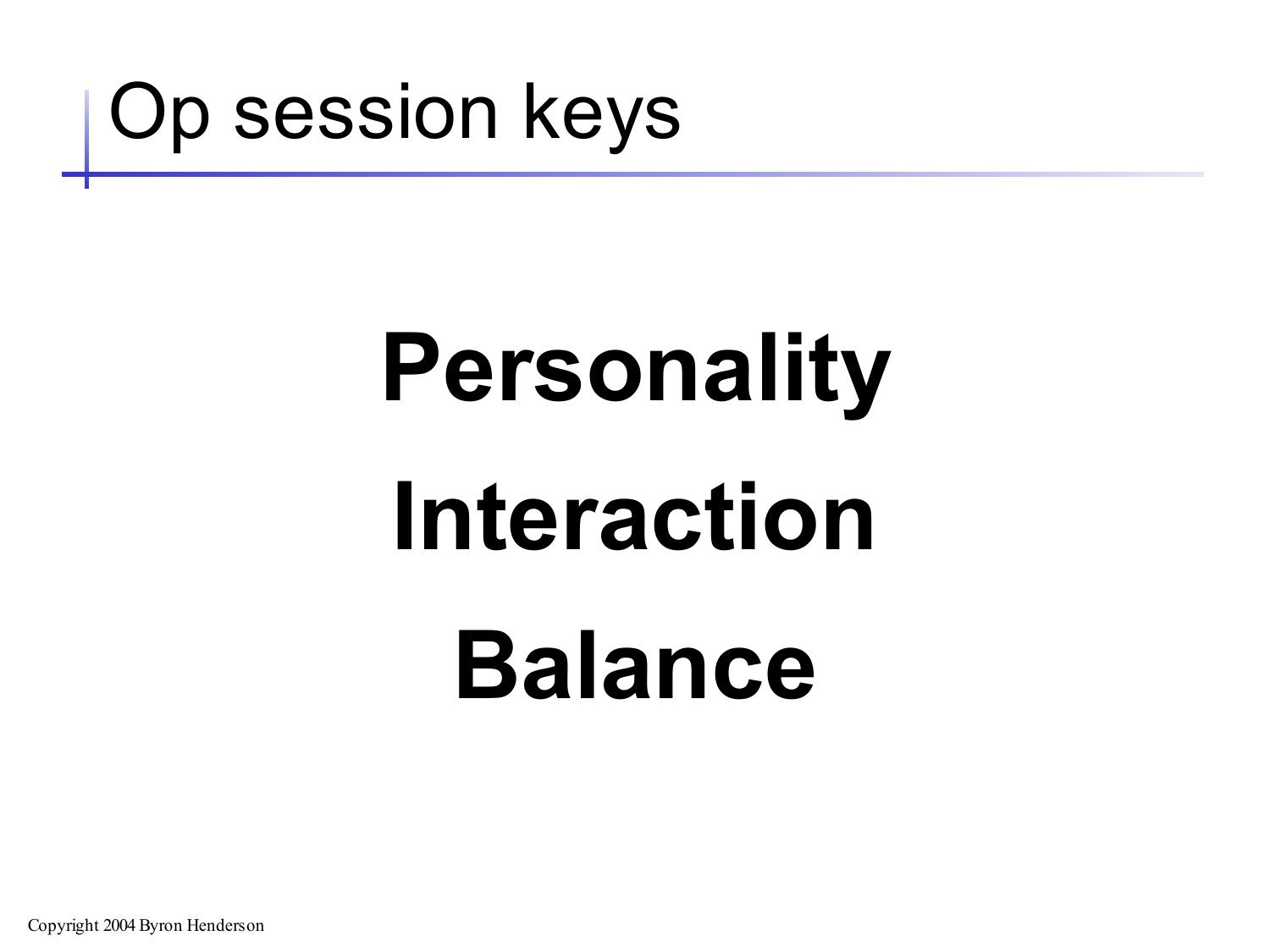# Op session keys

**Personality**

**Interaction**

**Balance**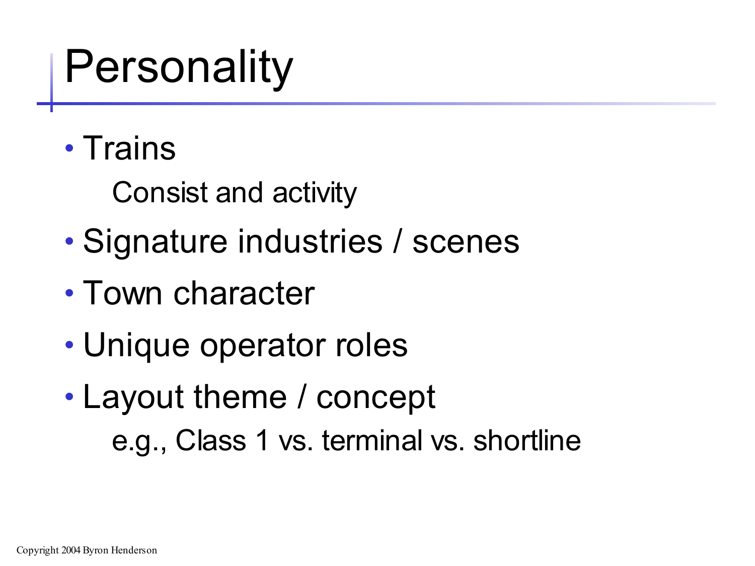# Personality

- Trains
  - Consist and activity
- Signature industries / scenes
- Town character
- Unique operator roles
- Layout theme / concept
  - e.g., Class 1 vs. terminal vs. shortline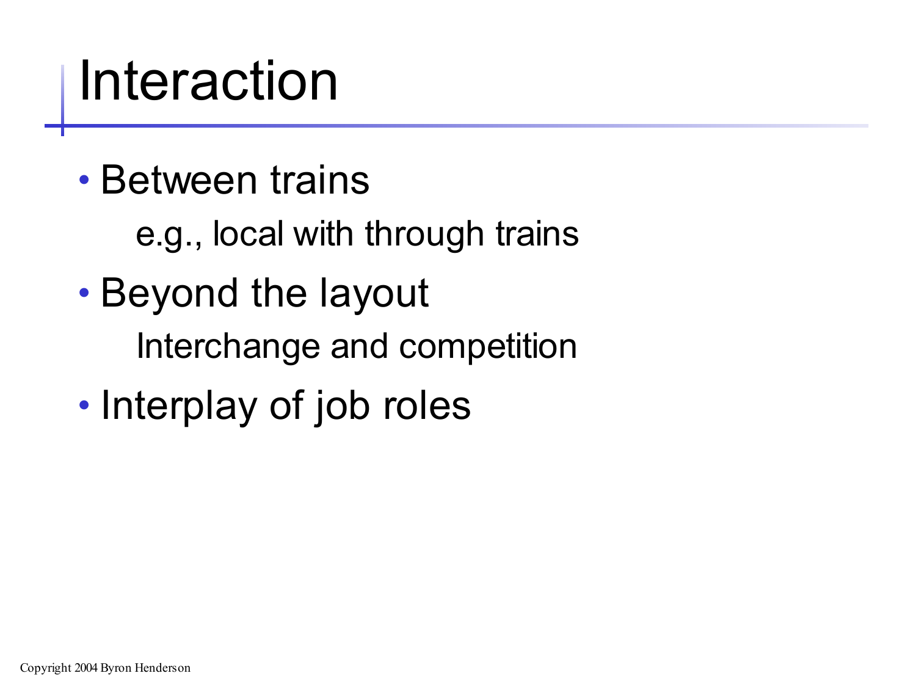# Interaction

- Between trains
  
  e.g., local with through trains
- Beyond the layout
  
  Interchange and competition
- Interplay of job roles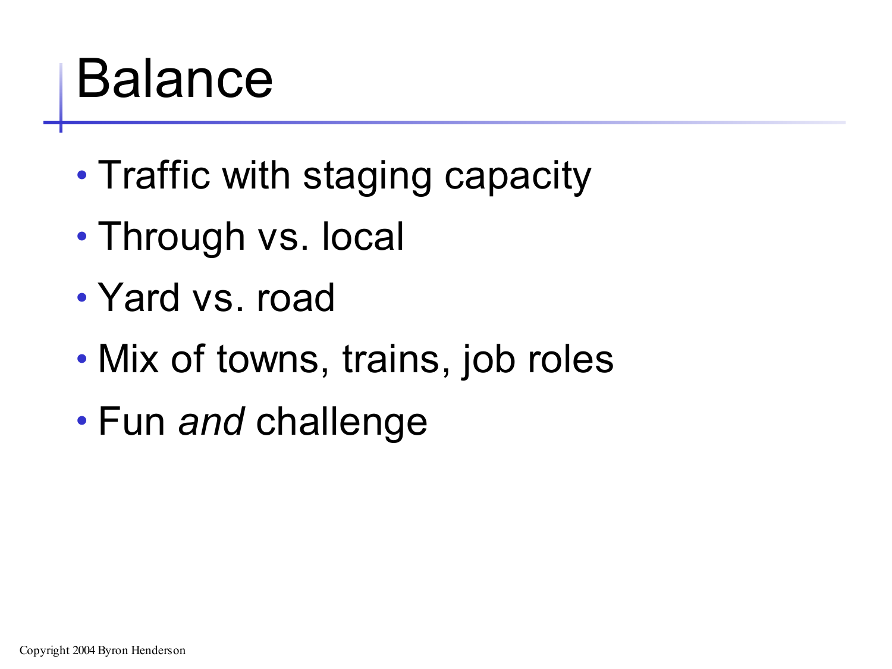# Balance

- Traffic with staging capacity
- Through vs. local
- Yard vs. road
- Mix of towns, trains, job roles
- Fun *and* challenge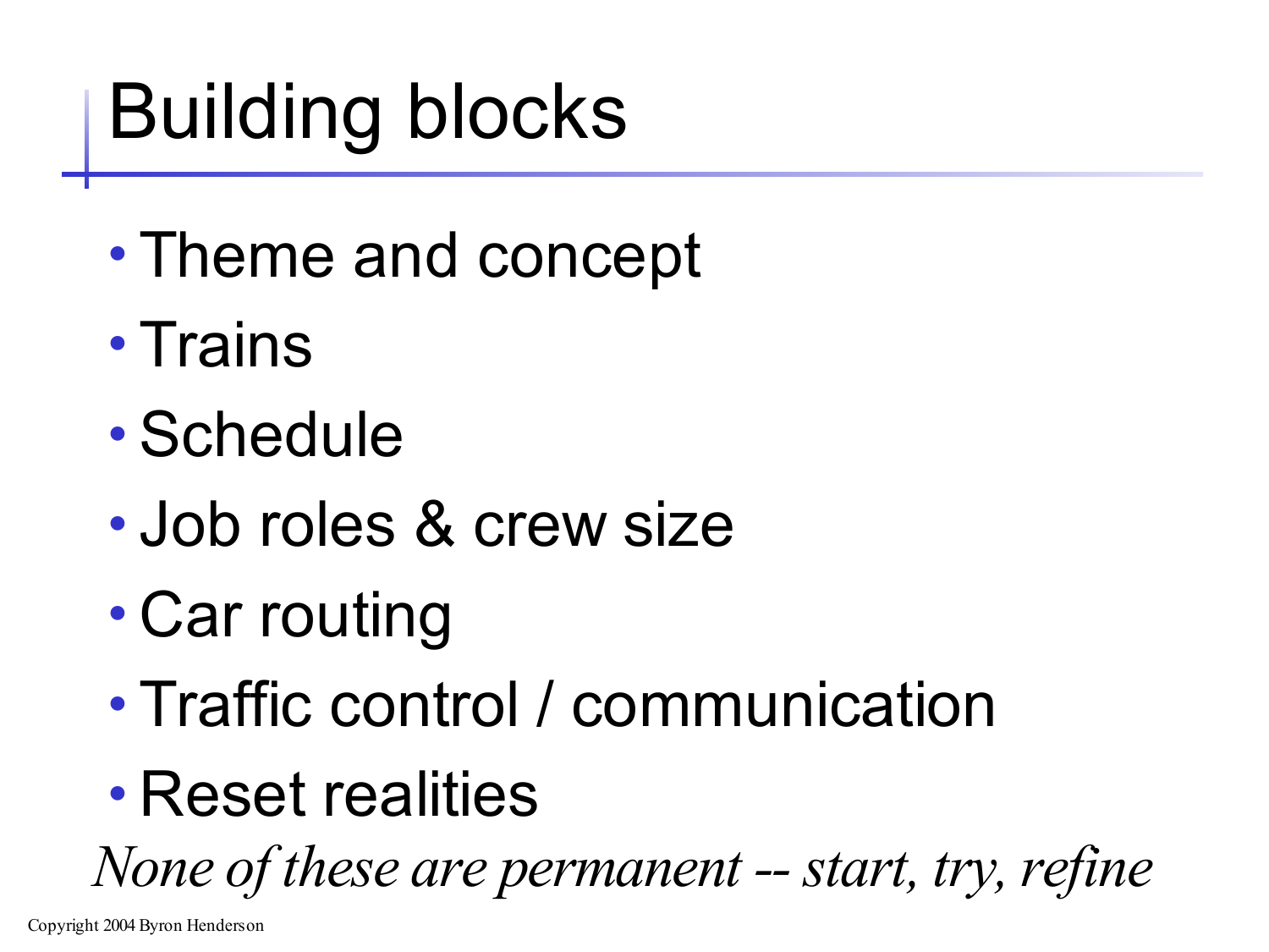# Building blocks

- Theme and concept
- Trains
- Schedule
- Job roles & crew size
- Car routing
- Traffic control / communication
- Reset realities

*None of these are permanent -- start, try, refine*

Copyright 2004 Byron Henderson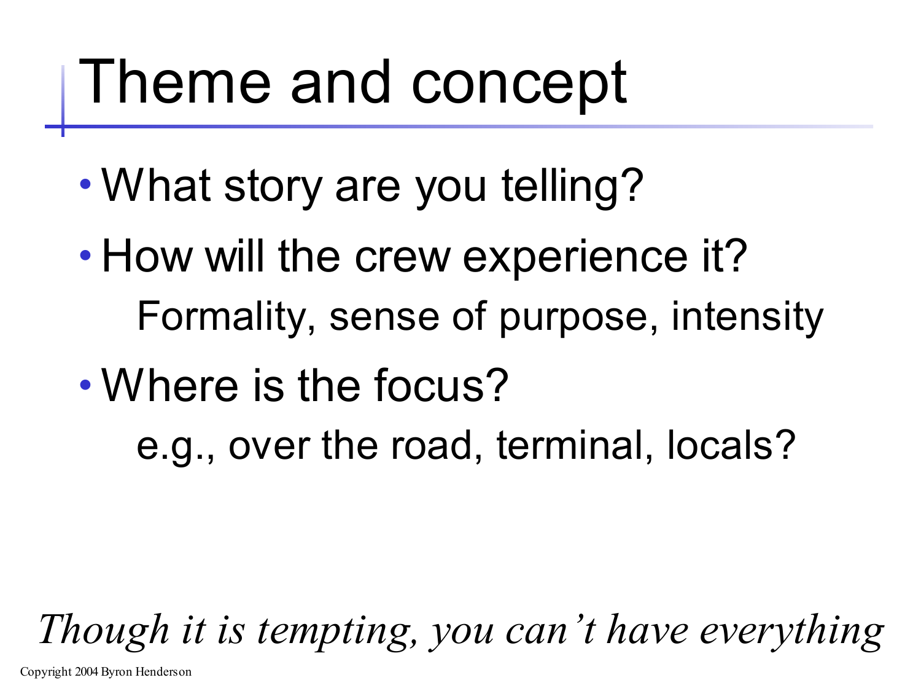# Theme and concept

- What story are you telling?
- How will the crew experience it?
  Formality, sense of purpose, intensity
- Where is the focus?
  e.g., over the road, terminal, locals?

*Though it is tempting, you can't have everything*

Copyright 2004 Byron Henderson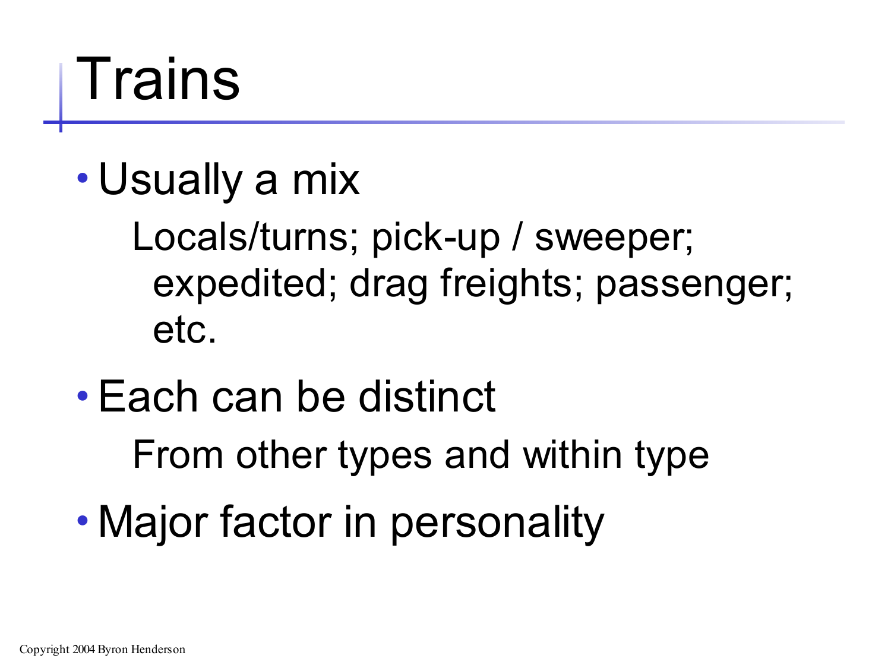# Trains

- Usually a mix
  - Locals/turns; pick-up / sweeper; expedited; drag freights; passenger; etc.
- Each can be distinct
  - From other types and within type
- Major factor in personality

Copyright 2004 Byron Henderson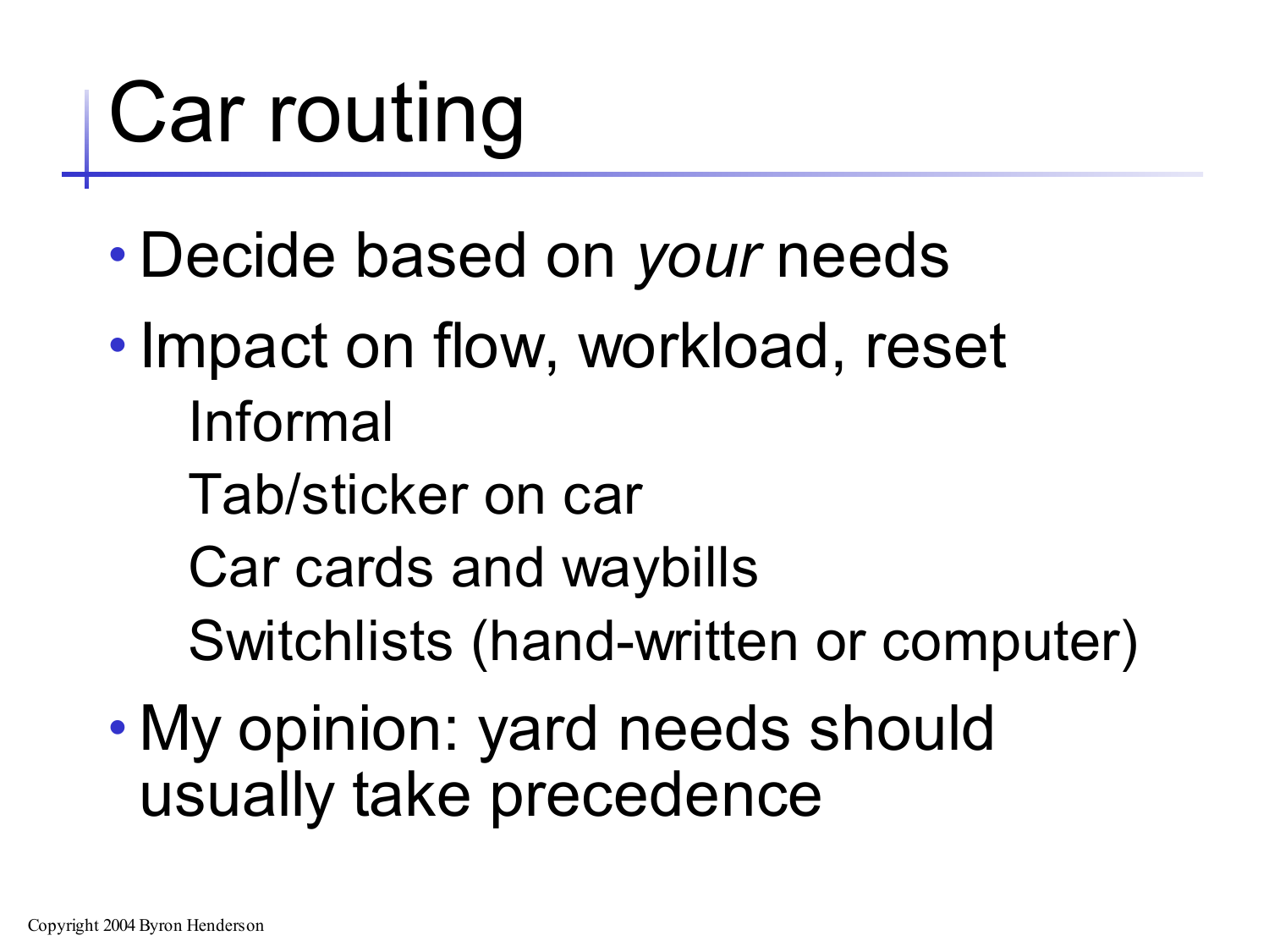# Car routing

- Decide based on *your* needs
- Impact on flow, workload, reset
  - Informal
  - Tab/sticker on car
  - Car cards and waybills
  - Switchlists (hand-written or computer)
- My opinion: yard needs should usually take precedence

Copyright 2004 Byron Henderson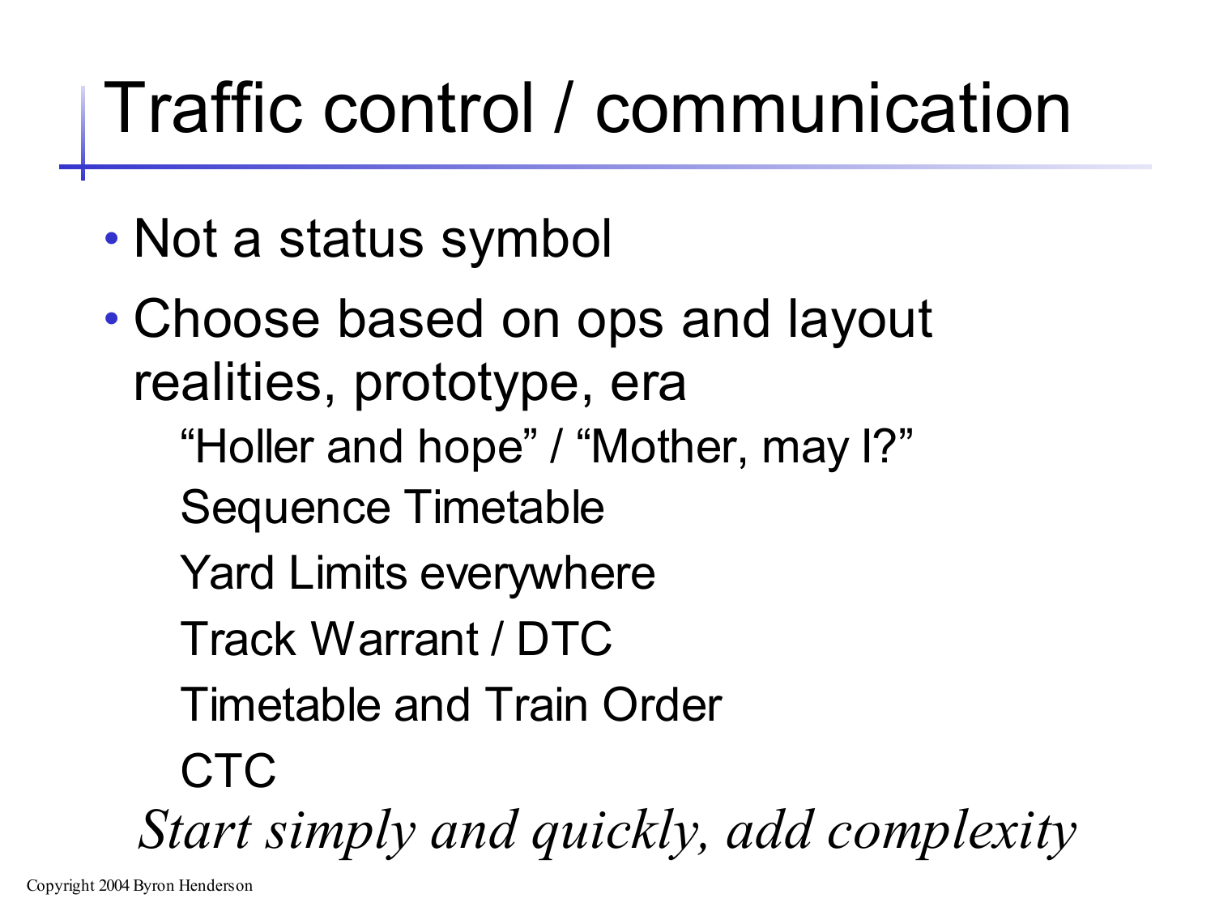# Traffic control / communication

- Not a status symbol
- Choose based on ops and layout realities, prototype, era
  - "Holler and hope" / "Mother, may I?"
  - Sequence Timetable
  - Yard Limits everywhere
  - Track Warrant / DTC
  - Timetable and Train Order
  - CTC

*Start simply and quickly, add complexity*

Copyright 2004 Byron Henderson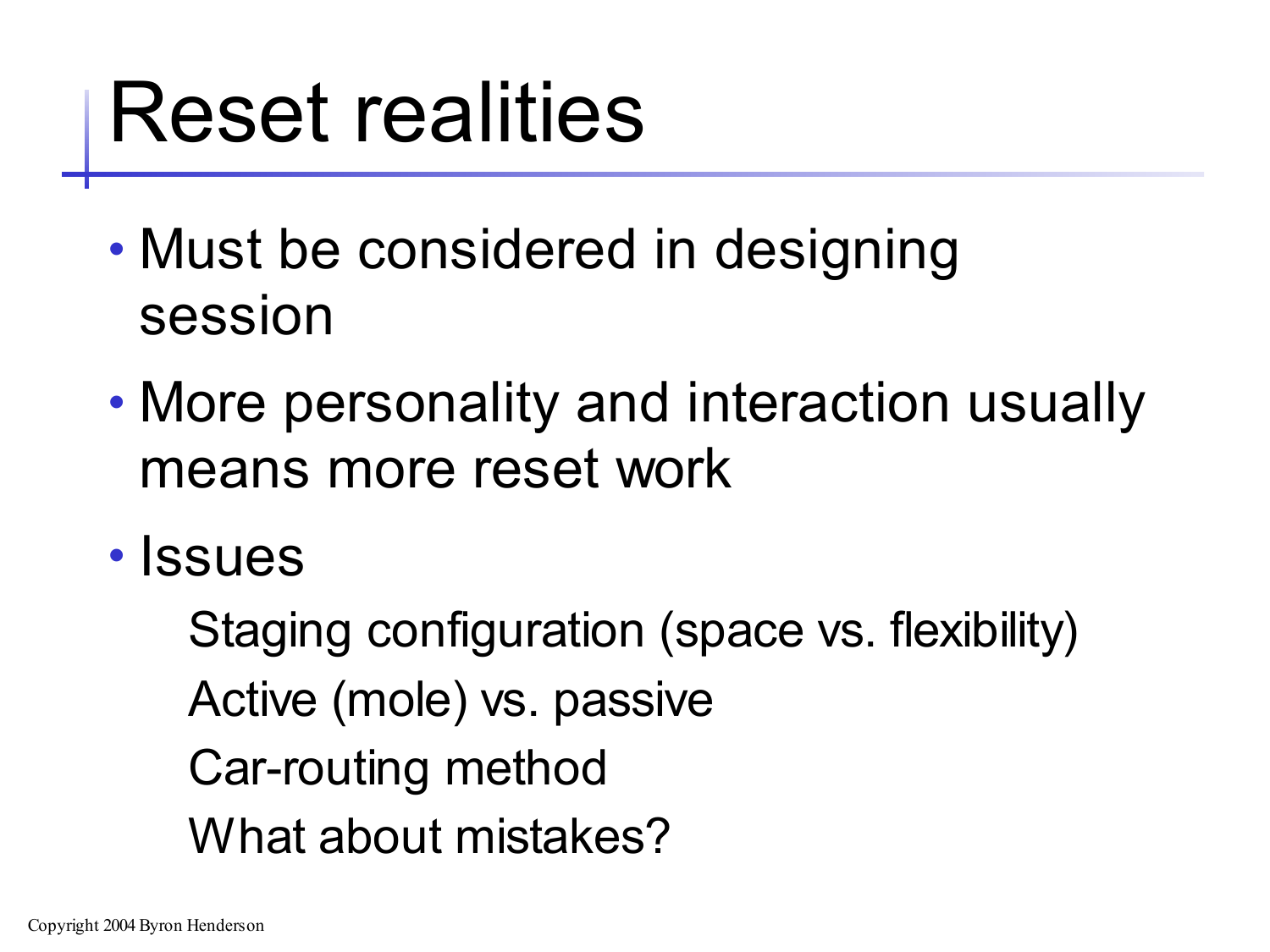# Reset realities

- Must be considered in designing session
- More personality and interaction usually means more reset work
- Issues
  - Staging configuration (space vs. flexibility)
  - Active (mole) vs. passive
  - Car-routing method
  - What about mistakes?

Copyright 2004 Byron Henderson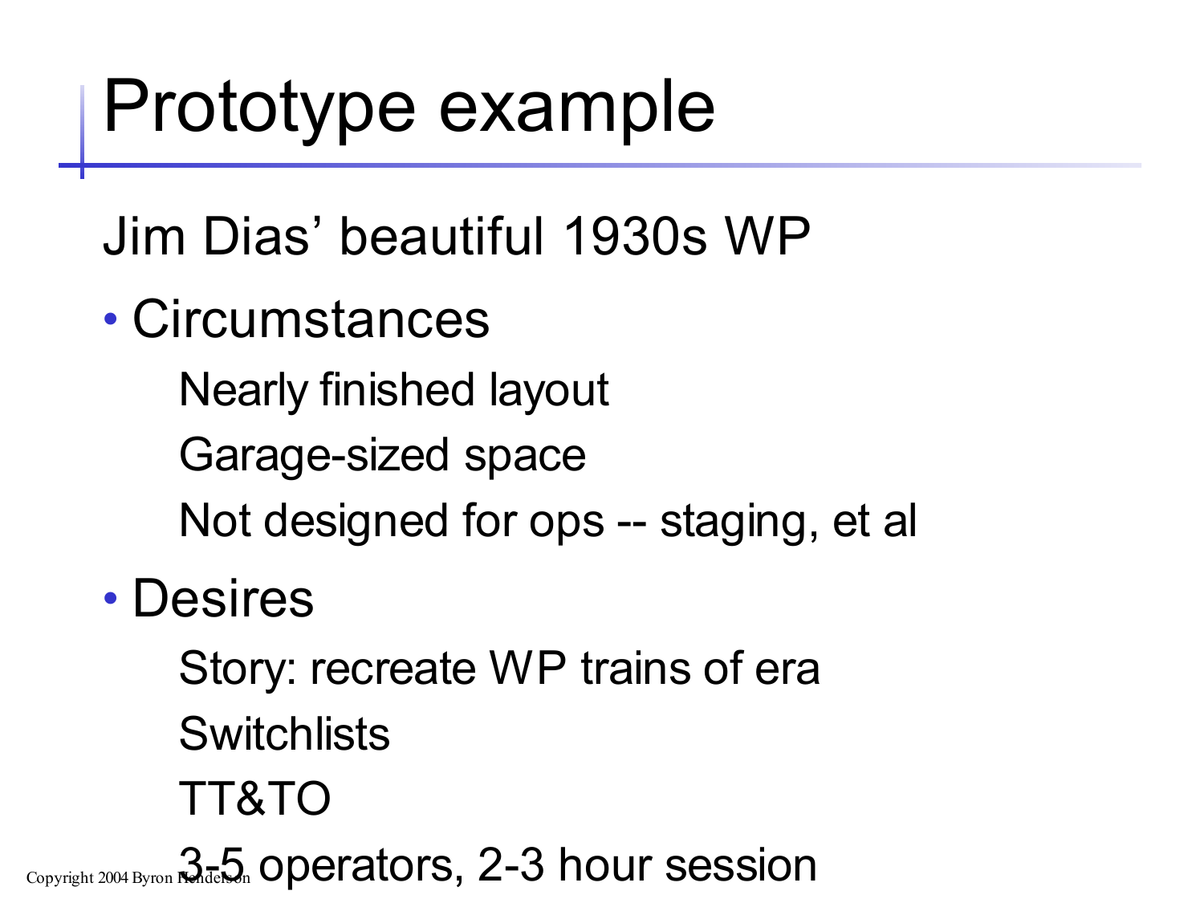# Prototype example

Jim Dias' beautiful 1930s WP

- Circumstances
  - Nearly finished layout
  - Garage-sized space
  - Not designed for ops -- staging, et al
- Desires
  - Story: recreate WP trains of era
  - Switchlists
  - TT&TO
  - 3-5 operators, 2-3 hour session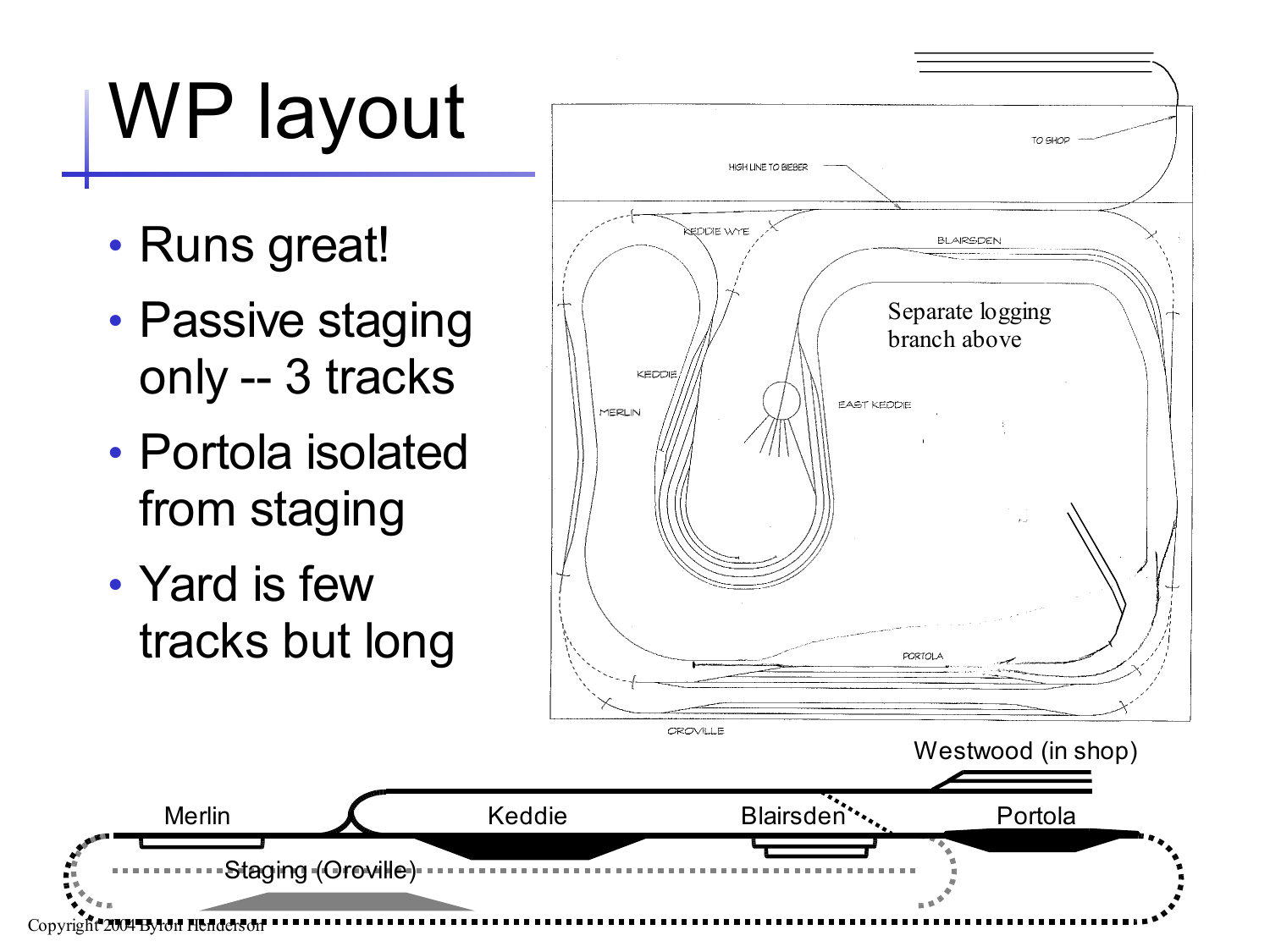# WP layout

- Runs great!
- Passive staging only -- 3 tracks
- Portola isolated from staging
- Yard is few tracks but long

TO SHOP

HIGH LINE TO BIEBER

KEDDIE WYE

BLAIRSDEN

Separate logging branch above

KEDDIE

MERLIN

EAST KEDDIE

PORTOLA

OROVILLE

Westwood (in shop)

Merlin

Keddie

Blairsden

Portola

Staging (Oroville)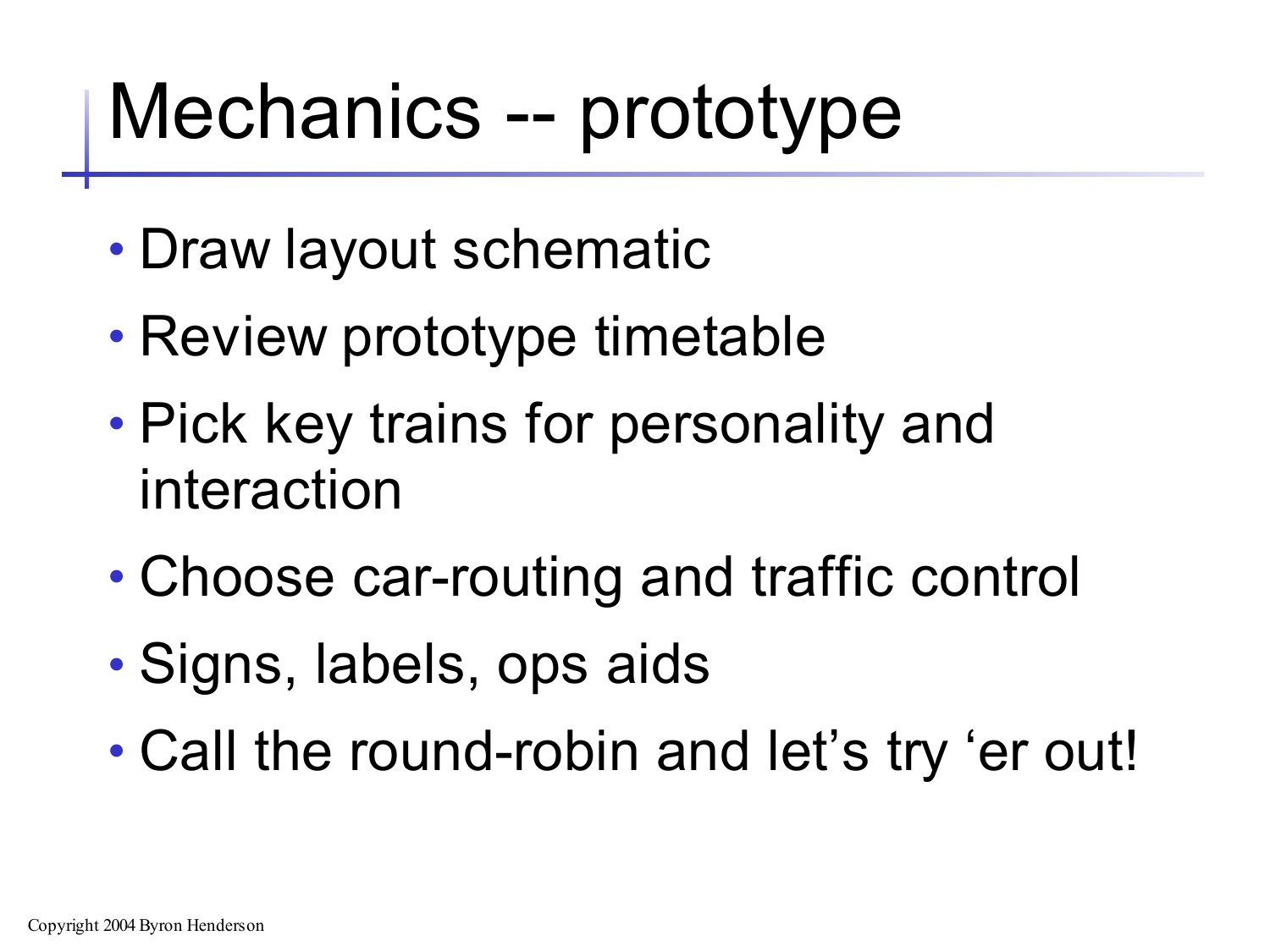# Mechanics -- prototype

- Draw layout schematic
- Review prototype timetable
- Pick key trains for personality and interaction
- Choose car-routing and traffic control
- Signs, labels, ops aids
- Call the round-robin and let’s try ‘er out!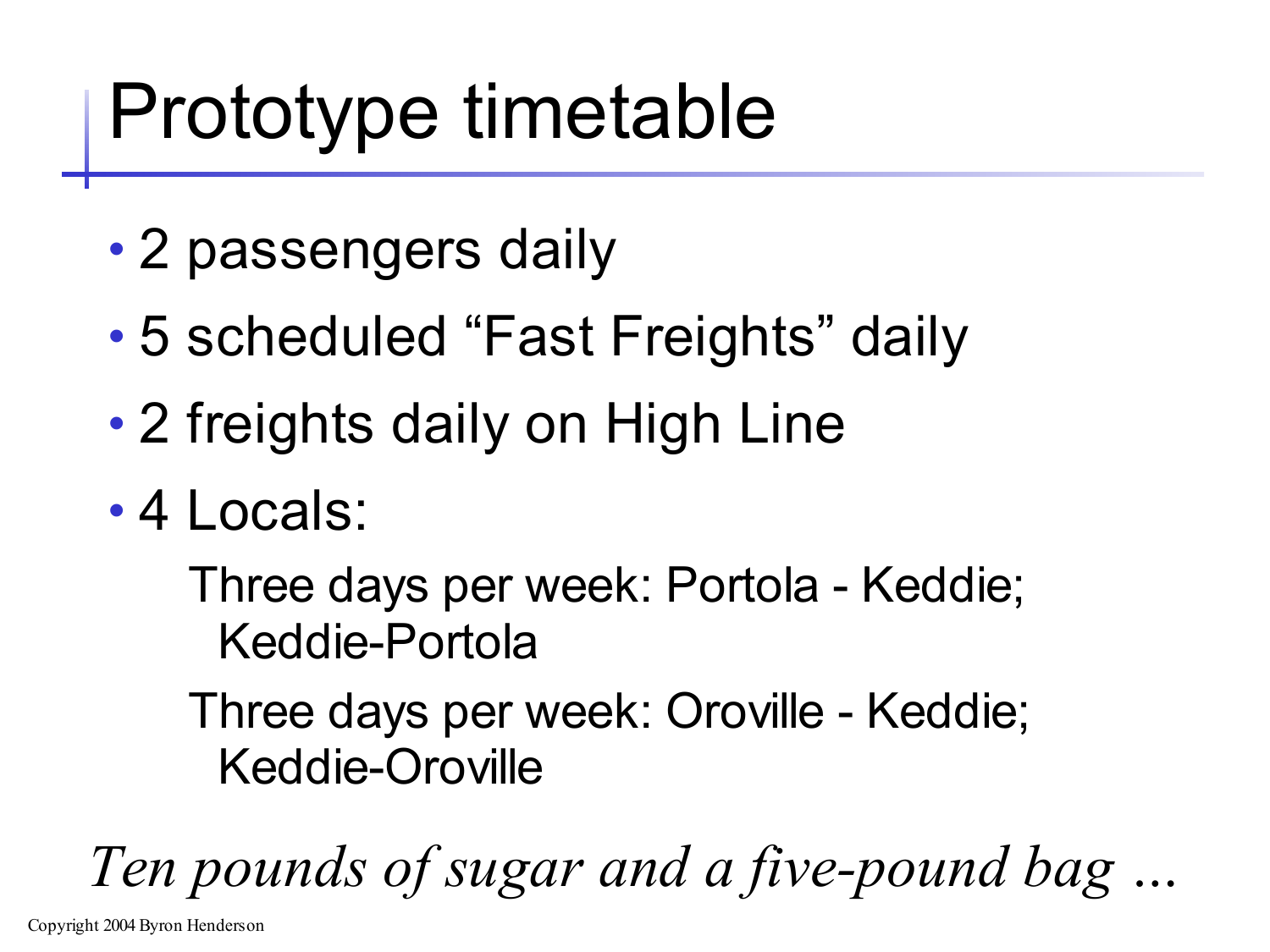# Prototype timetable

- 2 passengers daily
- 5 scheduled "Fast Freights" daily
- 2 freights daily on High Line
- 4 Locals:

  Three days per week: Portola - Keddie; Keddie-Portola

  Three days per week: Oroville - Keddie; Keddie-Oroville

*Ten pounds of sugar and a five-pound bag …*

Copyright 2004 Byron Henderson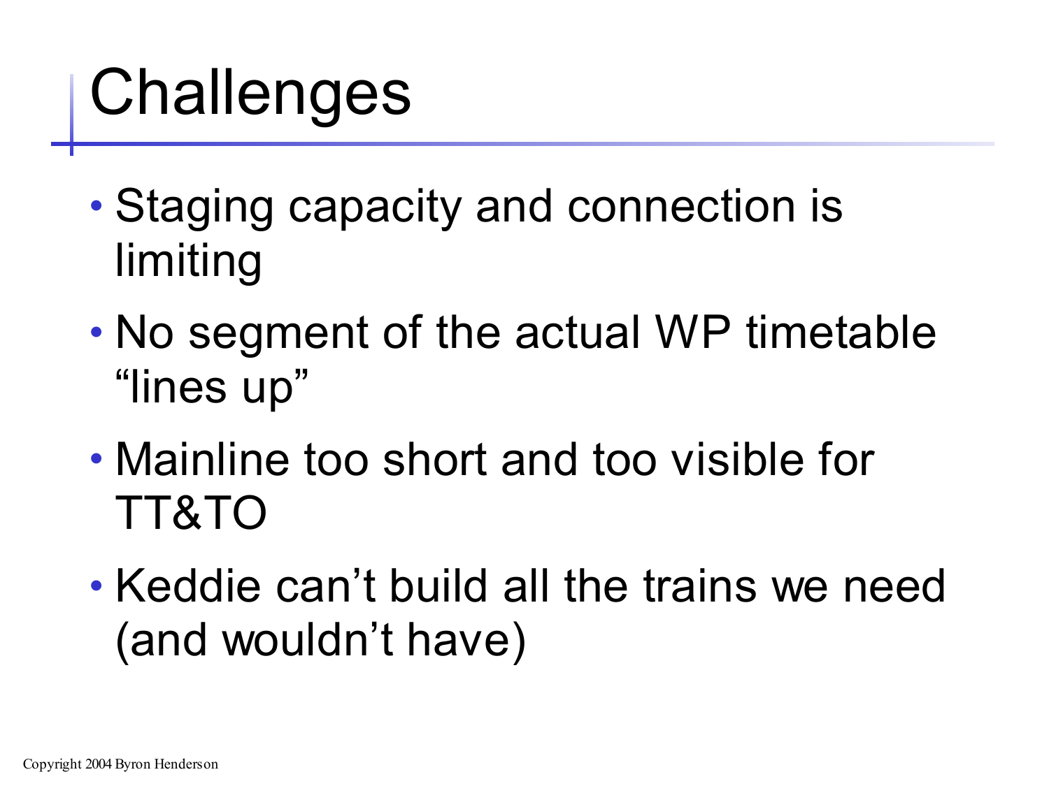# Challenges

- Staging capacity and connection is limiting
- No segment of the actual WP timetable “lines up”
- Mainline too short and too visible for TT&TO
- Keddie can’t build all the trains we need (and wouldn’t have)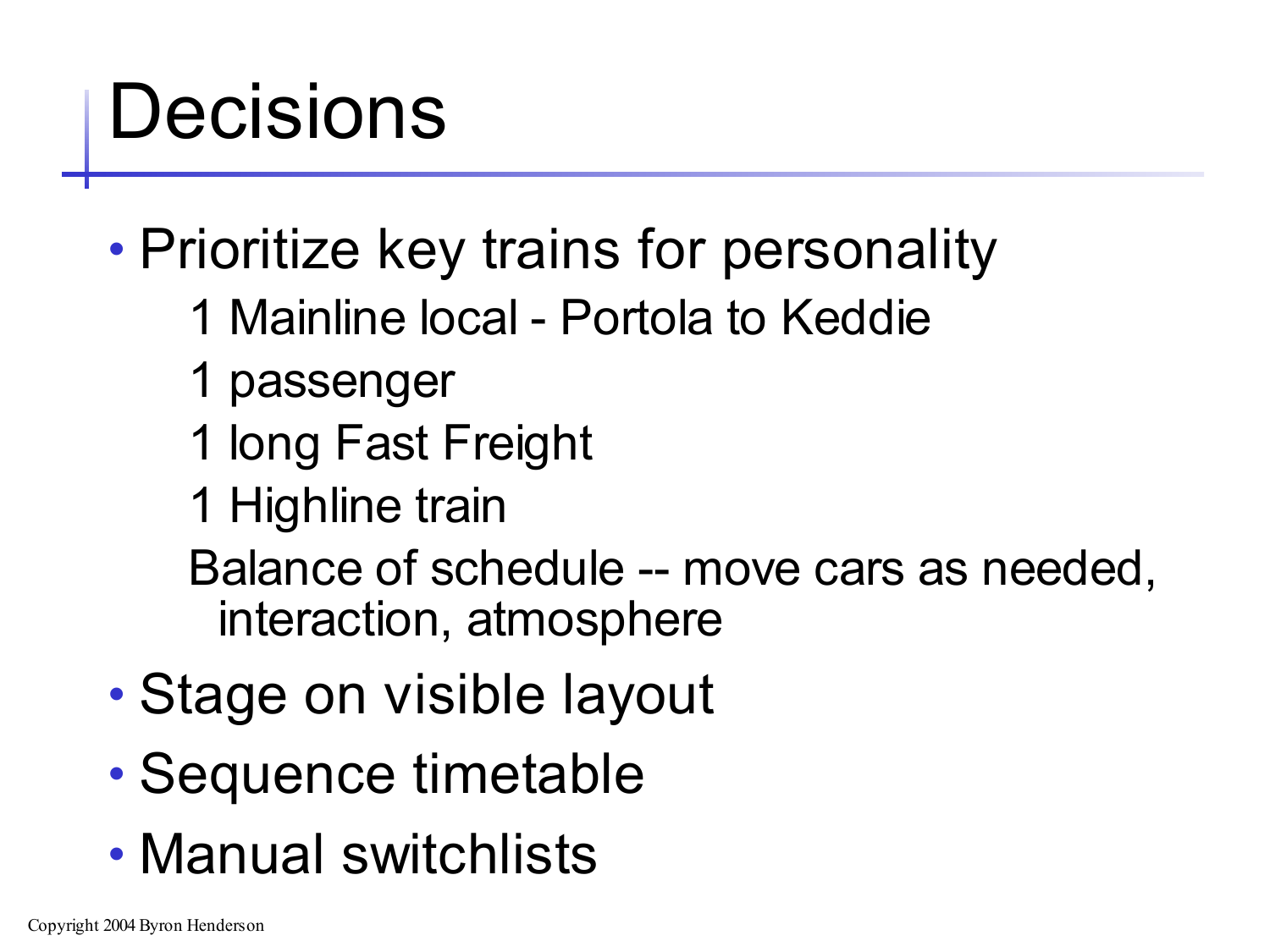# Decisions

- Prioritize key trains for personality
  - 1 Mainline local - Portola to Keddie
  - 1 passenger
  - 1 long Fast Freight
  - 1 Highline train
  - Balance of schedule -- move cars as needed, interaction, atmosphere
- Stage on visible layout
- Sequence timetable
- Manual switchlists

Copyright 2004 Byron Henderson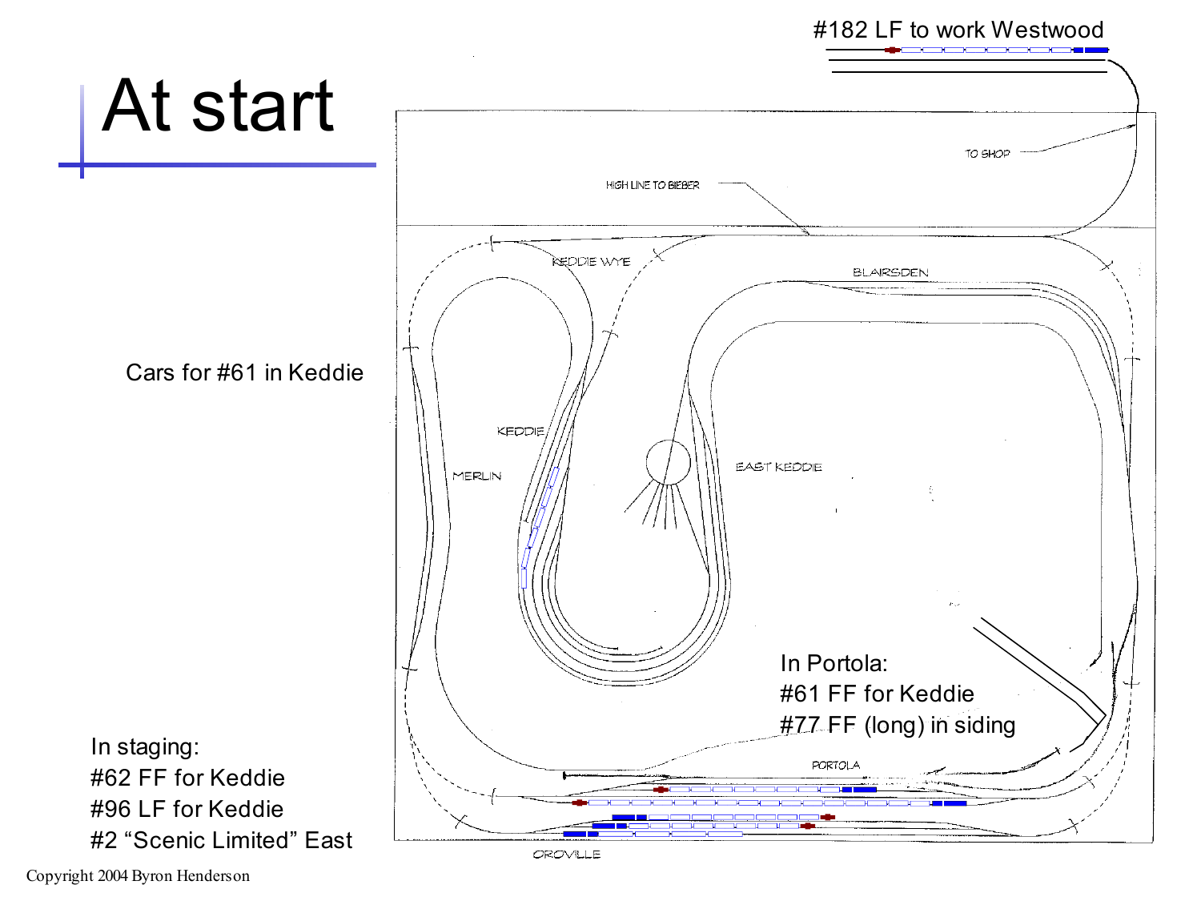# At start

#182 LF to work Westwood

Cars for #61 in Keddie

In Portola:
#61 FF for Keddie
#77 FF (long) in siding

In staging:
#62 FF for Keddie
#96 LF for Keddie
#2 "Scenic Limited" East

TO SHOP

HIGH LINE TO BIEBER

KEDDIE WYE

BLAIRSDEN

KEDDIE

MERLIN

EAST KEDDIE

PORTOLA

OROVILLE

Copyright 2004 Byron Henderson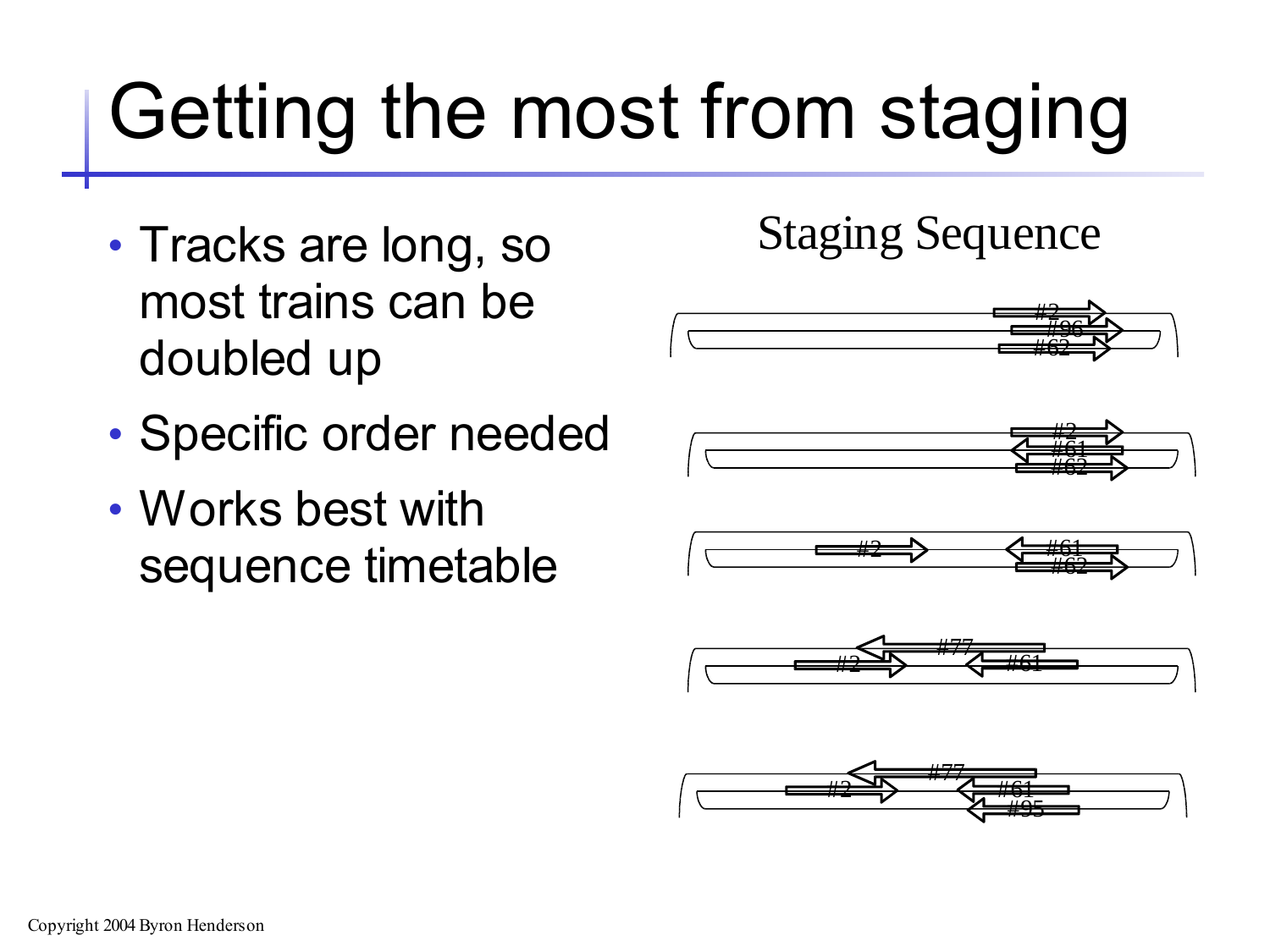# Getting the most from staging

- Tracks are long, so most trains can be doubled up
- Specific order needed
- Works best with sequence timetable

Staging Sequence

#2
#96
#62

#2
#61
#62

#2
#61
#62

#77
#2
#61

#77
#2
#61
#95

Copyright 2004 Byron Henderson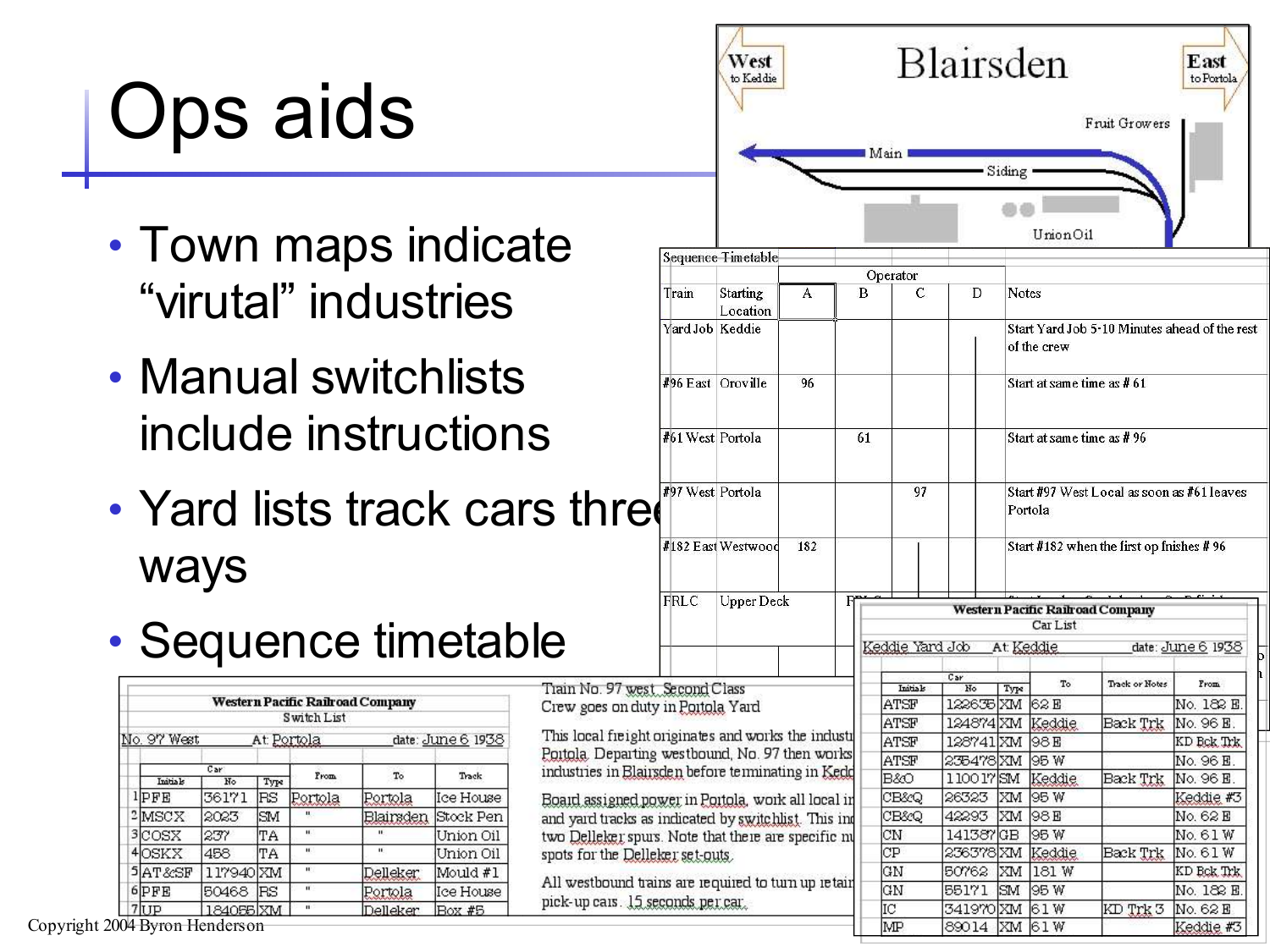# Ops aids

- Town maps indicate "virutal" industries
- Manual switchlists include instructions
- Yard lists track cars three ways
- Sequence timetable

**Blairsden**

West to Keddie — East to Portola

Fruit Growers — Main — Siding — Union Oil

Sequence Timetable

| Train | Starting Location | Operator A | B | C | D | Notes |
|---|---|---|---|---|---|---|
| Yard Job | Keddie | | | | | Start Yard Job 5-10 Minutes ahead of the rest of the crew |
| #96 East | Oroville | 96 | | | | Start at same time as # 61 |
| #61 West | Portola | | 61 | | | Start at same time as # 96 |
| #97 West | Portola | | | 97 | | Start #97 West Local as soon as #61 leaves Portola |
| #182 East | Westwood | 182 | | | | Start #182 when the first op finishes # 96 |
| FRLC | Upper Deck | | | | | |

**Western Pacific Railroad Company**
Switch List

No. 97 West At: Portola date: June 6 1938

| | Car Initials | No | Type | From | To | Track |
|---|---|---|---|---|---|---|
| 1 | PFE | 36171 | RS | Portola | Portola | Ice House |
| 2 | MSCX | 2023 | SM | " | Blairsden | Stock Pen |
| 3 | COSX | 237 | TA | " | " | Union Oil |
| 4 | OSKX | 458 | TA | " | " | Union Oil |
| 5 | AT&SF | 117940 | XM | " | Delleker | Mould #1 |
| 6 | PFE | 50468 | RS | " | Portola | Ice House |
| 7 | UP | 184055 | XM | " | Delleker | Box #5 |

Train No. 97 west, Second Class
Crew goes on duty in Portola Yard

This local freight originates and works the industr... Portola. Departing westbound, No. 97 then works... industries in Blairsden before terminating in Kedd...

Board assigned power in Portola, work all local in... and yard tracks as indicated by switchlist. This ind... two Delleker spurs. Note that there are specific nu... spots for the Delleker set-outs.

All westbound trains are required to turn up retain... pick-up cars. 15 seconds per car.

**Western Pacific Railroad Company**
Car List

Keddie Yard Job At: Keddie date: June 6 1938

| Car Initials | No | Type | To | Track or Notes | From |
|---|---|---|---|---|---|
| ATSF | 122635 | XM | 62 E | | No. 182 E. |
| ATSF | 124874 | XM | Keddie | Back Trk | No. 96 E. |
| ATSF | 128741 | XM | 98 E | | KD Bck Trk |
| ATSF | 235478 | XM | 95 W | | No. 96 E. |
| B&O | 110017 | SM | Keddie | Back Trk | No. 96 E. |
| CB&Q | 26323 | XM | 95 W | | Keddie #3 |
| CB&Q | 42293 | XM | 98 E | | No. 62 E |
| CN | 141387 | GB | 95 W | | No. 61 W |
| CP | 236378 | XM | Keddie | Back Trk | No. 61 W |
| GN | 50762 | XM | 181 W | | KD Bck Trk |
| GN | 55171 | SM | 95 W | | No. 182 E. |
| IC | 341970 | XM | 61 W | KD Trk 3 | No. 62 E |
| MP | 89014 | XM | 61 W | | Keddie #3 |

Copyright 2004 Byron Henderson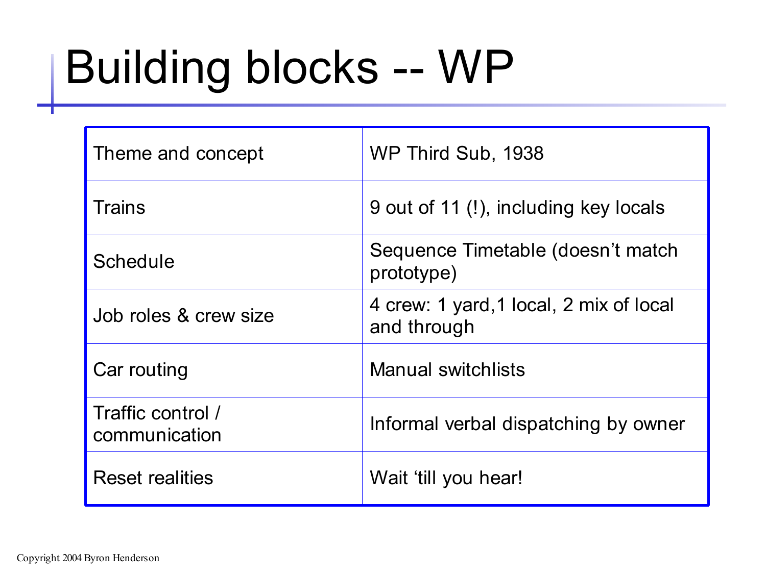# Building blocks -- WP

| | |
|---|---|
| Theme and concept | WP Third Sub, 1938 |
| Trains | 9 out of 11 (!), including key locals |
| Schedule | Sequence Timetable (doesn't match prototype) |
| Job roles & crew size | 4 crew: 1 yard,1 local, 2 mix of local and through |
| Car routing | Manual switchlists |
| Traffic control / communication | Informal verbal dispatching by owner |
| Reset realities | Wait 'till you hear! |

Copyright 2004 Byron Henderson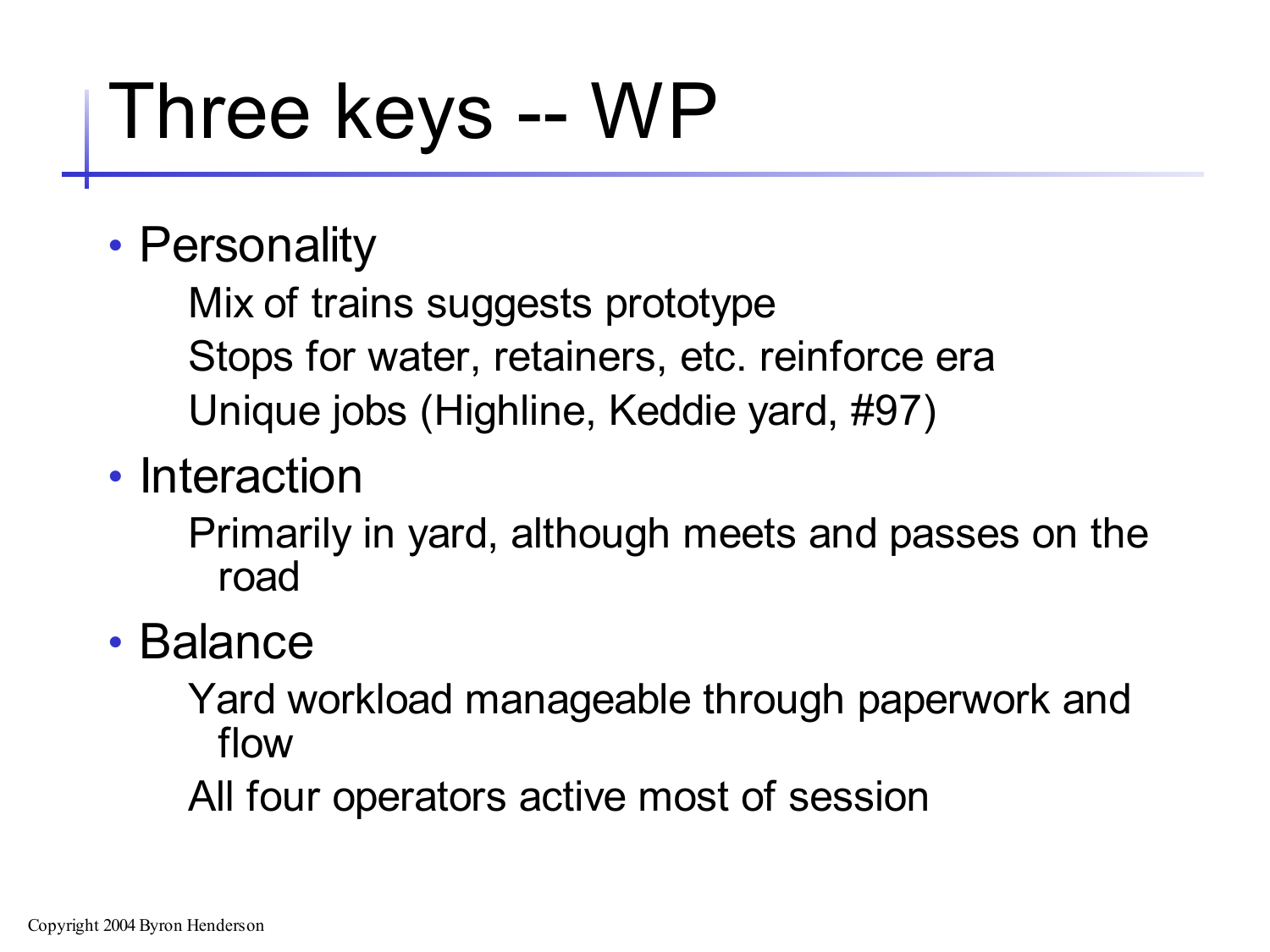# Three keys -- WP

- Personality
  - Mix of trains suggests prototype
  - Stops for water, retainers, etc. reinforce era
  - Unique jobs (Highline, Keddie yard, #97)
- Interaction
  - Primarily in yard, although meets and passes on the road
- Balance
  - Yard workload manageable through paperwork and flow
  - All four operators active most of session

Copyright 2004 Byron Henderson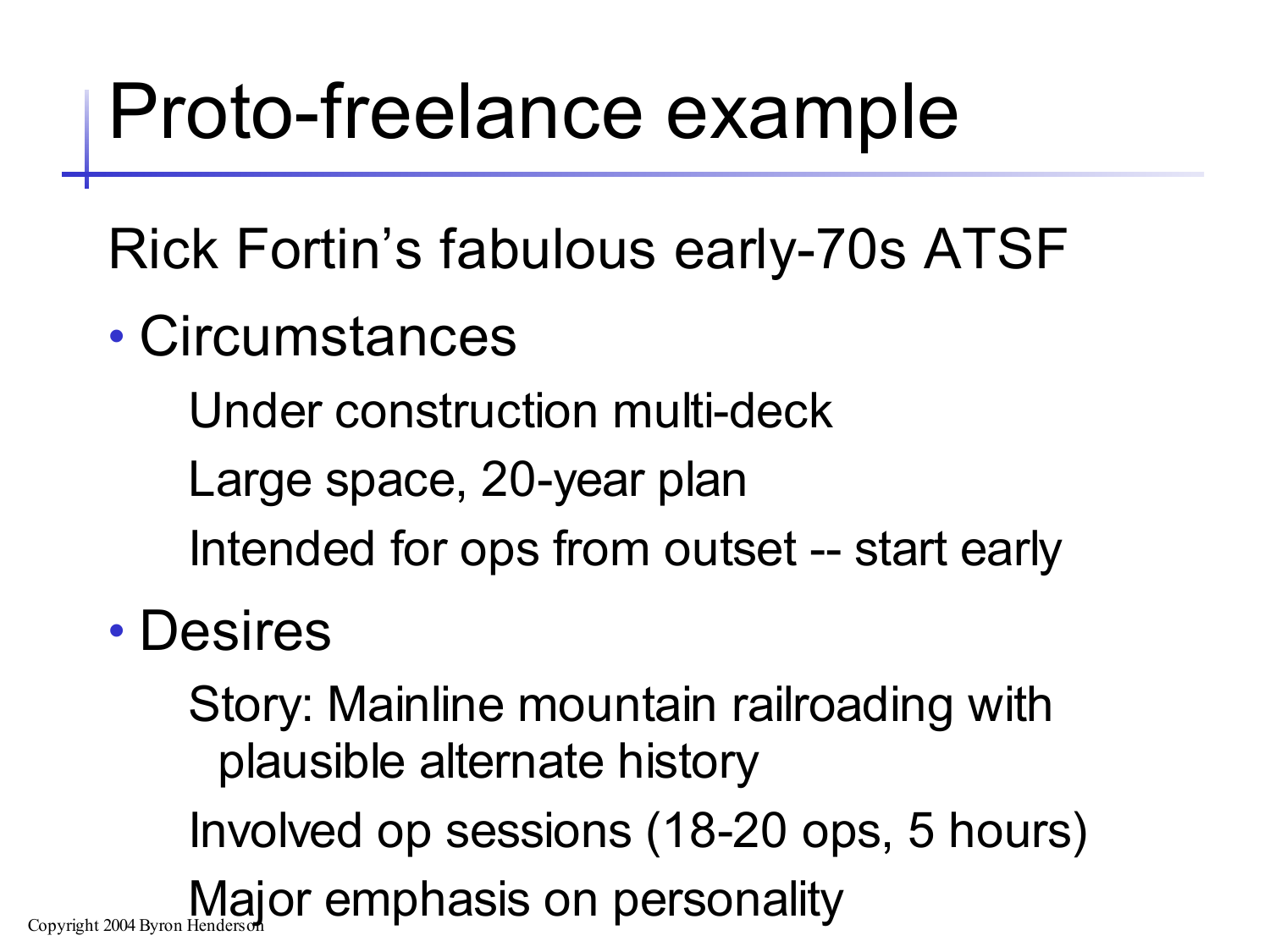# Proto-freelance example

Rick Fortin's fabulous early-70s ATSF

- Circumstances
  - Under construction multi-deck
  - Large space, 20-year plan
  - Intended for ops from outset -- start early
- Desires
  - Story: Mainline mountain railroading with plausible alternate history
  - Involved op sessions (18-20 ops, 5 hours)
  - Major emphasis on personality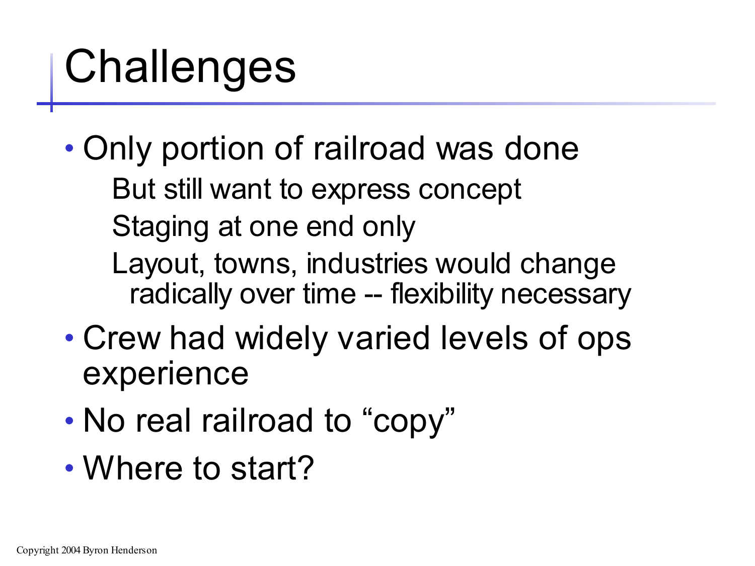# Challenges

- Only portion of railroad was done
  - But still want to express concept
  - Staging at one end only
  - Layout, towns, industries would change radically over time -- flexibility necessary
- Crew had widely varied levels of ops experience
- No real railroad to "copy"
- Where to start?

Copyright 2004 Byron Henderson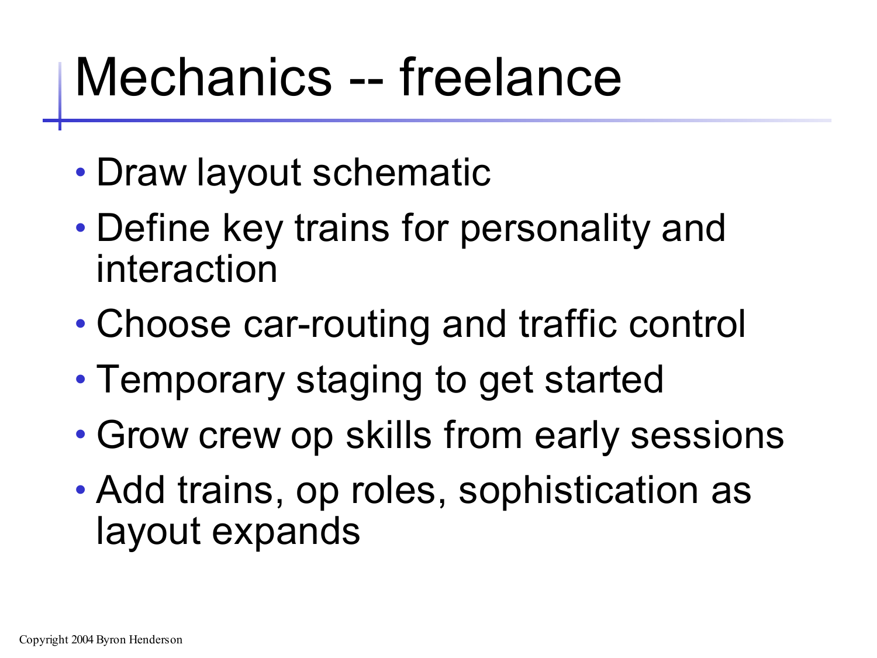# Mechanics -- freelance

- Draw layout schematic
- Define key trains for personality and interaction
- Choose car-routing and traffic control
- Temporary staging to get started
- Grow crew op skills from early sessions
- Add trains, op roles, sophistication as layout expands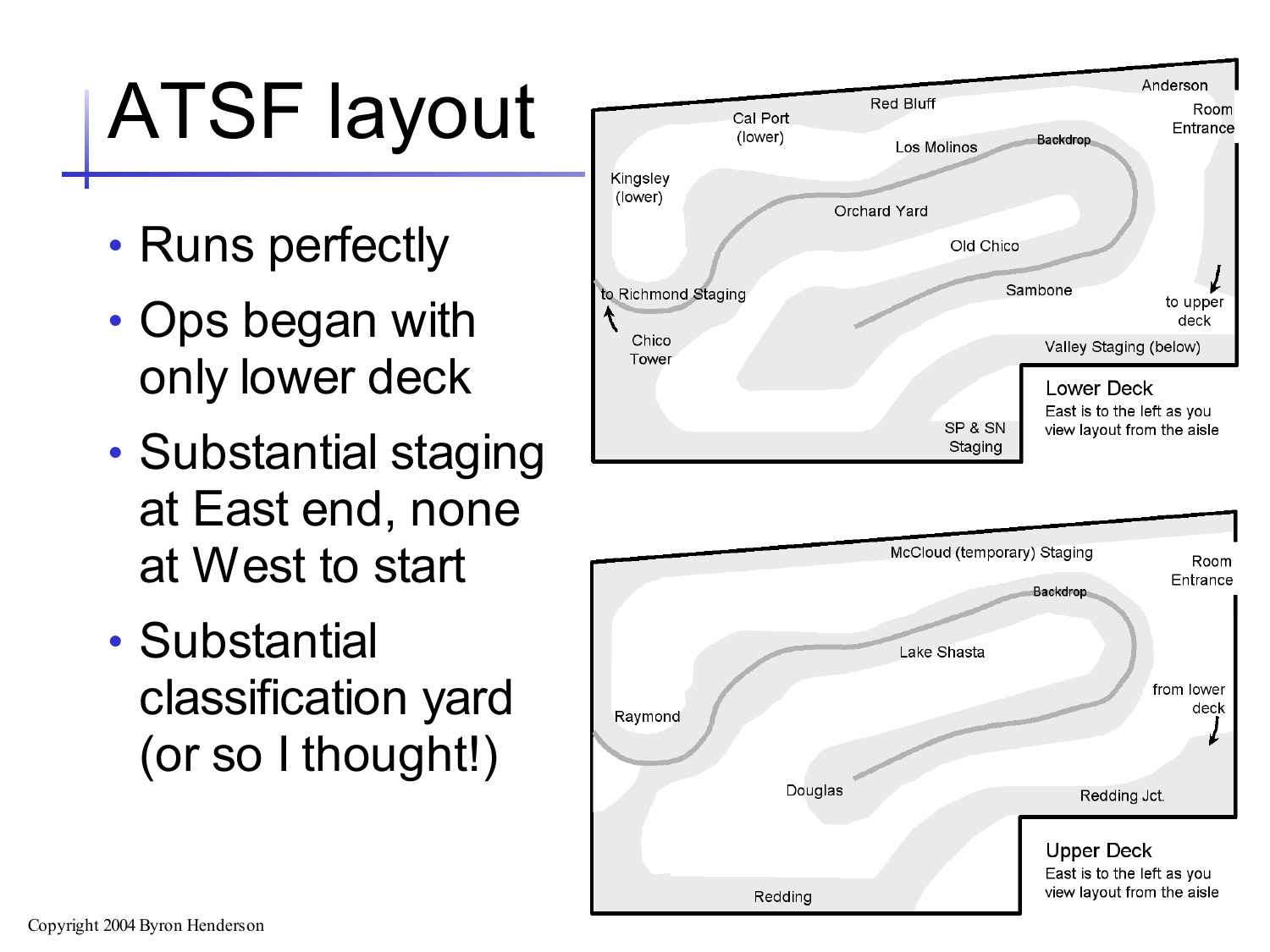# ATSF layout

- Runs perfectly
- Ops began with only lower deck
- Substantial staging at East end, none at West to start
- Substantial classification yard (or so I thought!)

Cal Port (lower)
Red Bluff
Anderson
Room Entrance
Kingsley (lower)
Los Molinos
Backdrop
Orchard Yard
Old Chico
to Richmond Staging
Sambone
to upper deck
Chico Tower
Valley Staging (below)
SP & SN Staging

**Lower Deck**
East is to the left as you view layout from the aisle

McCloud (temporary) Staging
Room Entrance
Backdrop
Lake Shasta
Raymond
from lower deck
Douglas
Redding Jct.
Redding

**Upper Deck**
East is to the left as you view layout from the aisle

Copyright 2004 Byron Henderson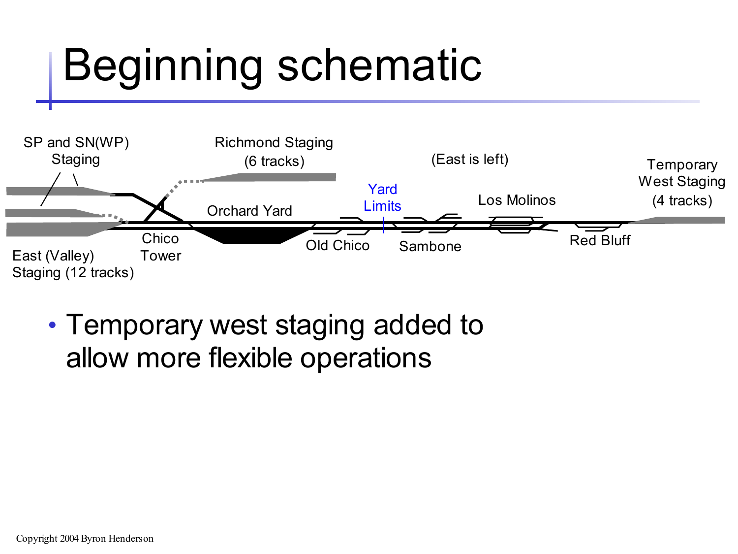# Beginning schematic

SP and SN(WP) Staging

Richmond Staging (6 tracks)

(East is left)

Temporary West Staging (4 tracks)

Yard Limits

Los Molinos

Orchard Yard

Chico Tower

Old Chico

Sambone

Red Bluff

East (Valley) Staging (12 tracks)

- Temporary west staging added to allow more flexible operations

Copyright 2004 Byron Henderson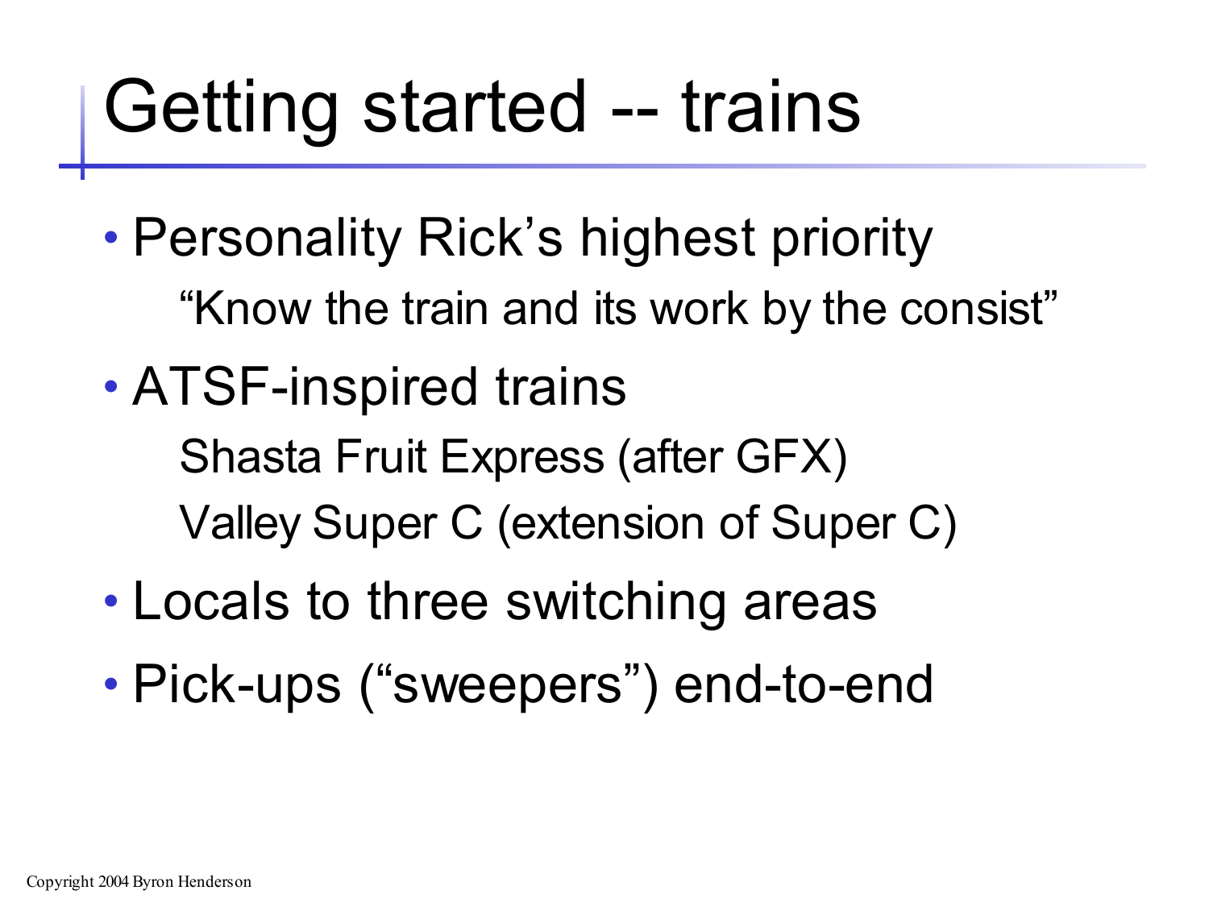# Getting started -- trains

- Personality Rick's highest priority
  - "Know the train and its work by the consist"
- ATSF-inspired trains
  - Shasta Fruit Express (after GFX)
  - Valley Super C (extension of Super C)
- Locals to three switching areas
- Pick-ups ("sweepers") end-to-end

Copyright 2004 Byron Henderson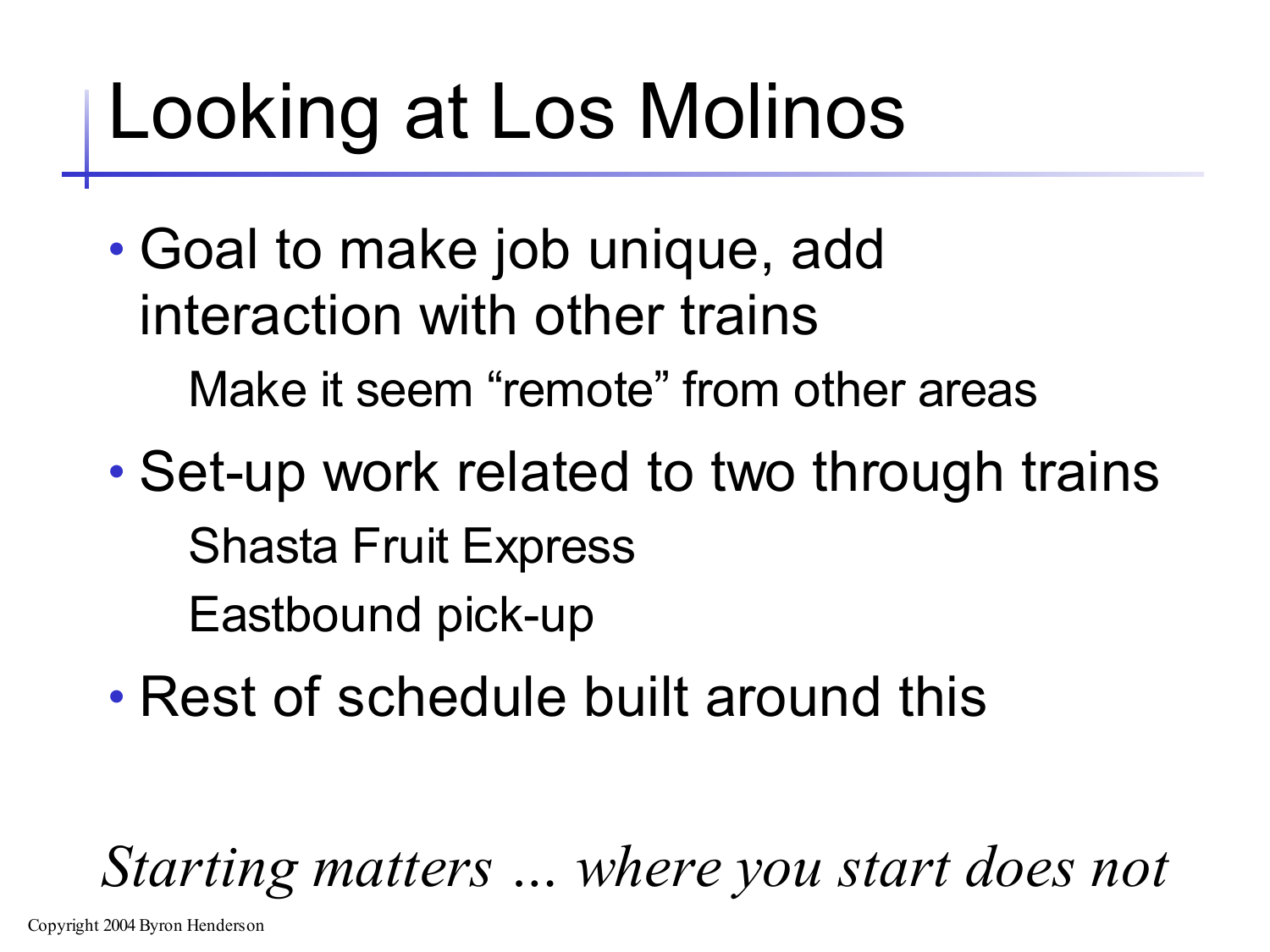# Looking at Los Molinos

- Goal to make job unique, add interaction with other trains
  - Make it seem "remote" from other areas
- Set-up work related to two through trains
  - Shasta Fruit Express
  - Eastbound pick-up
- Rest of schedule built around this

*Starting matters ... where you start does not*

Copyright 2004 Byron Henderson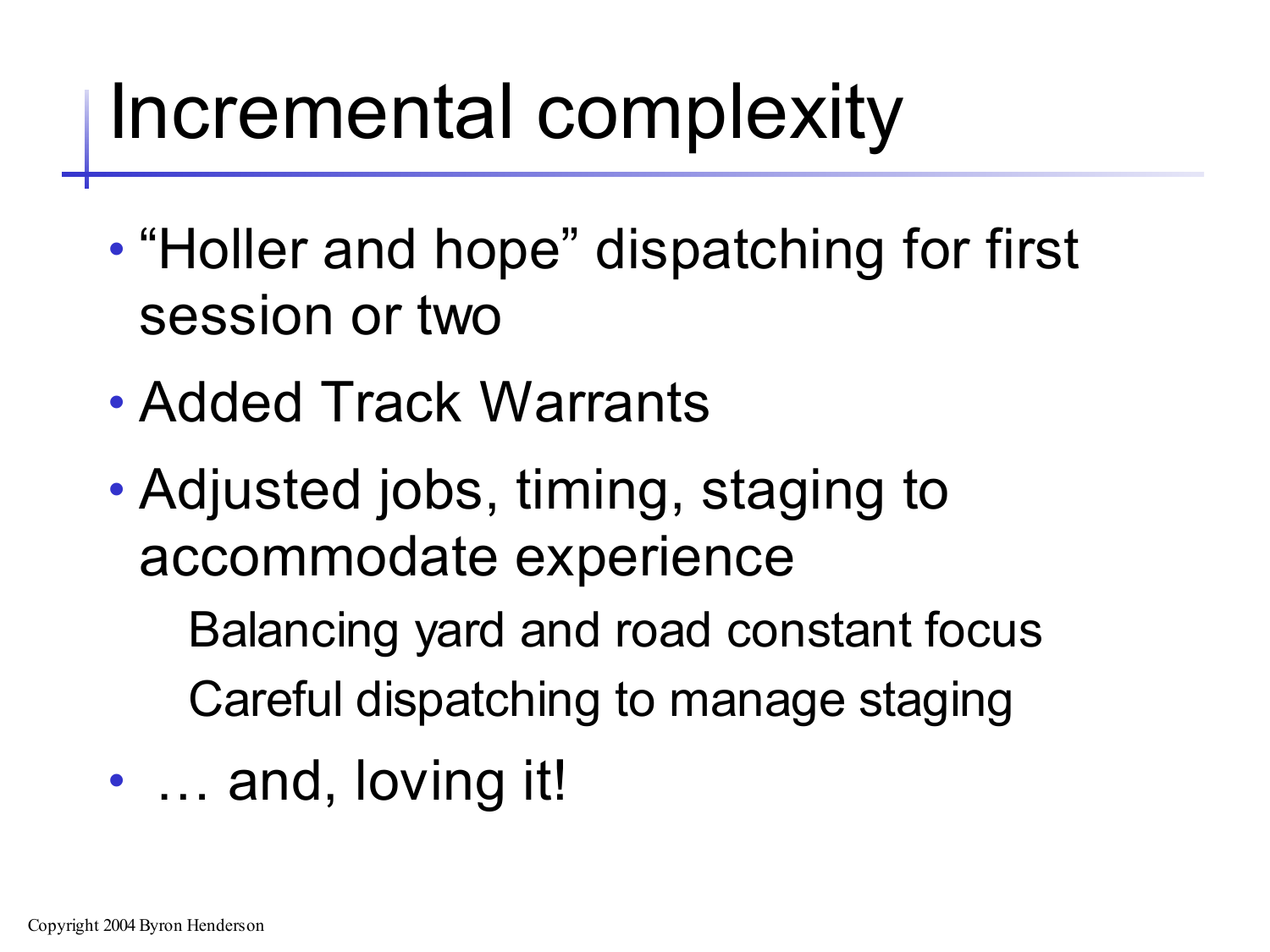# Incremental complexity

- "Holler and hope" dispatching for first session or two
- Added Track Warrants
- Adjusted jobs, timing, staging to accommodate experience
  - Balancing yard and road constant focus
  - Careful dispatching to manage staging
- … and, loving it!

Copyright 2004 Byron Henderson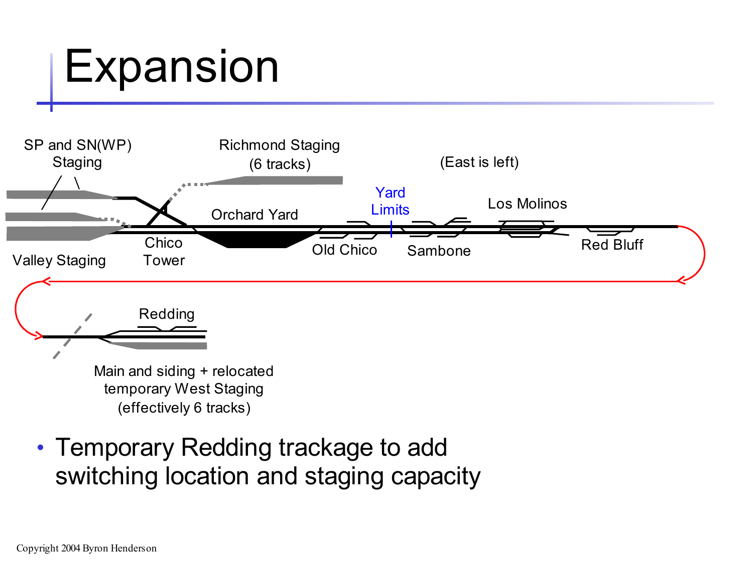# Expansion

SP and SN(WP) Staging

Richmond Staging (6 tracks)

(East is left)

Yard Limits

Los Molinos

Orchard Yard

Chico Tower

Valley Staging

Old Chico

Sambone

Red Bluff

Redding

Main and siding + relocated temporary West Staging (effectively 6 tracks)

- Temporary Redding trackage to add switching location and staging capacity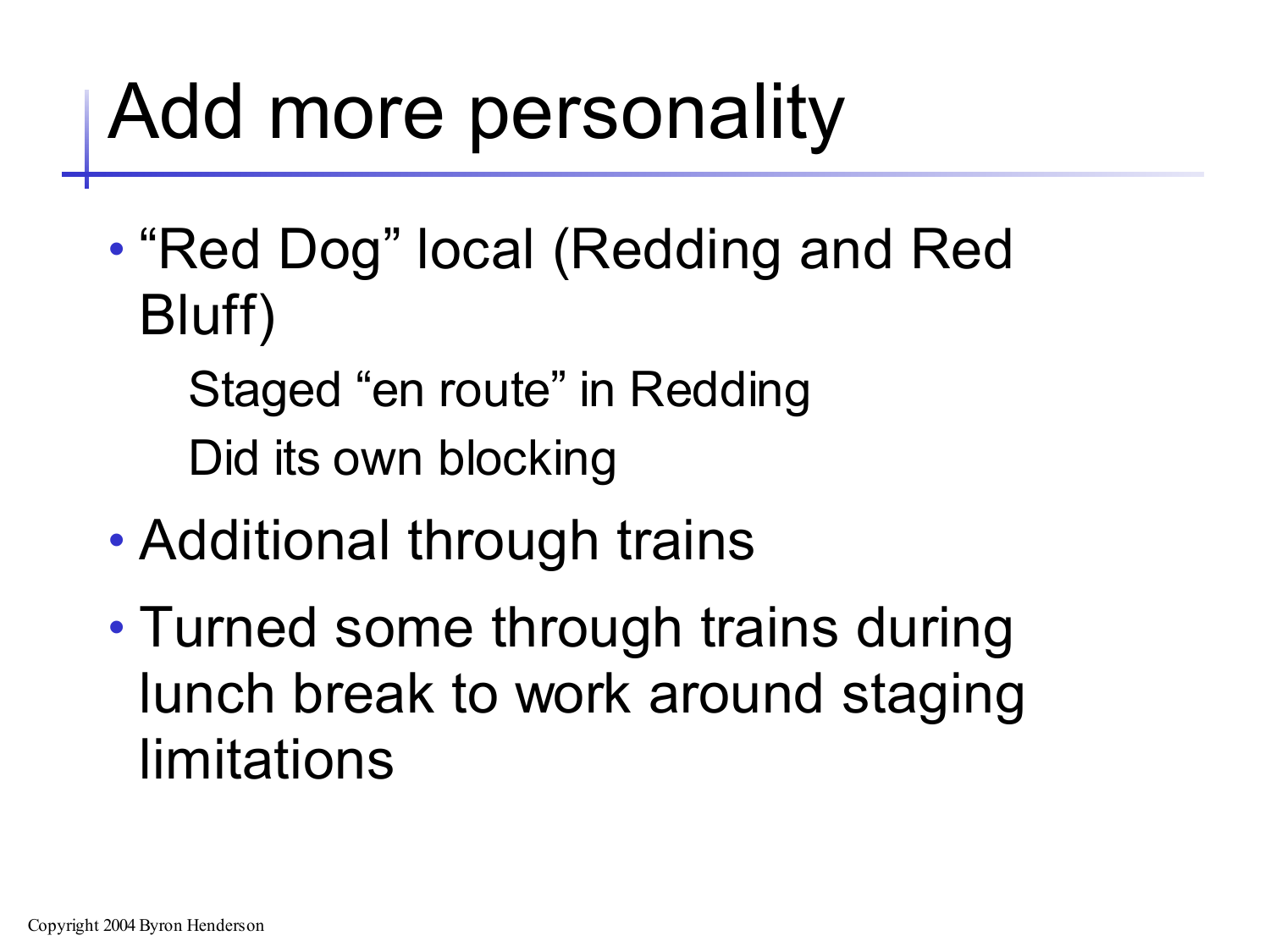# Add more personality

- "Red Dog" local (Redding and Red Bluff)
  - Staged "en route" in Redding
  - Did its own blocking
- Additional through trains
- Turned some through trains during lunch break to work around staging limitations

Copyright 2004 Byron Henderson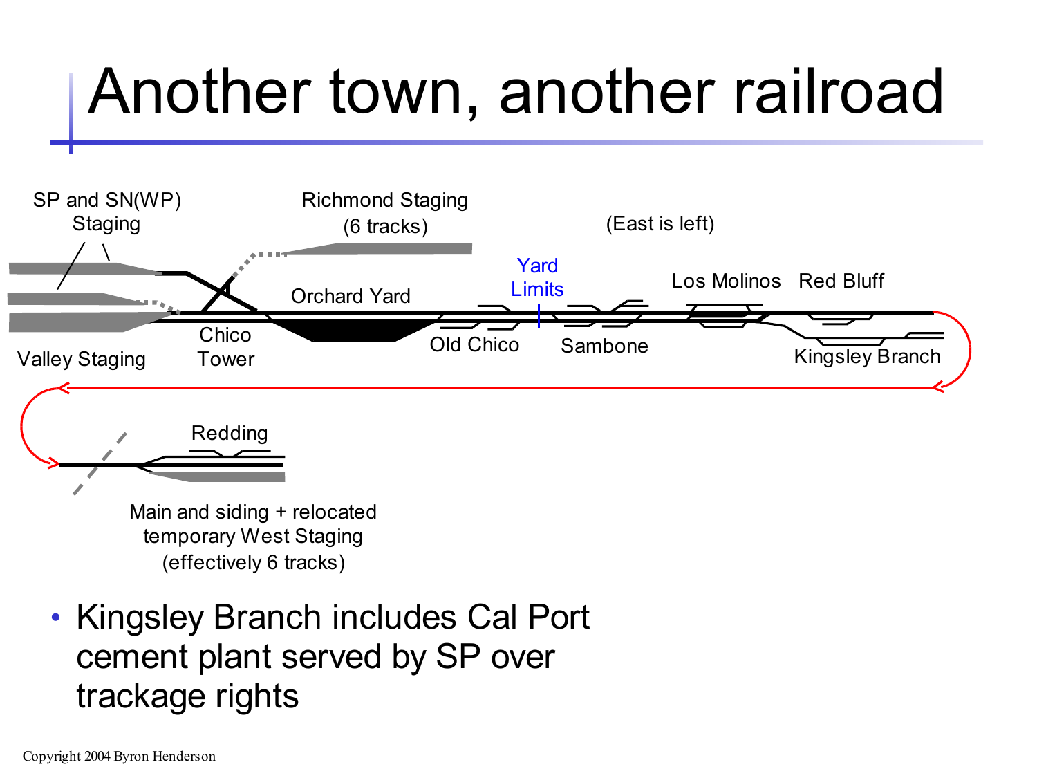# Another town, another railroad

SP and SN(WP) Staging

Richmond Staging (6 tracks)

(East is left)

Yard Limits

Los Molinos

Red Bluff

Orchard Yard

Chico Tower

Valley Staging

Old Chico

Sambone

Kingsley Branch

Redding

Main and siding + relocated temporary West Staging (effectively 6 tracks)

- Kingsley Branch includes Cal Port cement plant served by SP over trackage rights

Copyright 2004 Byron Henderson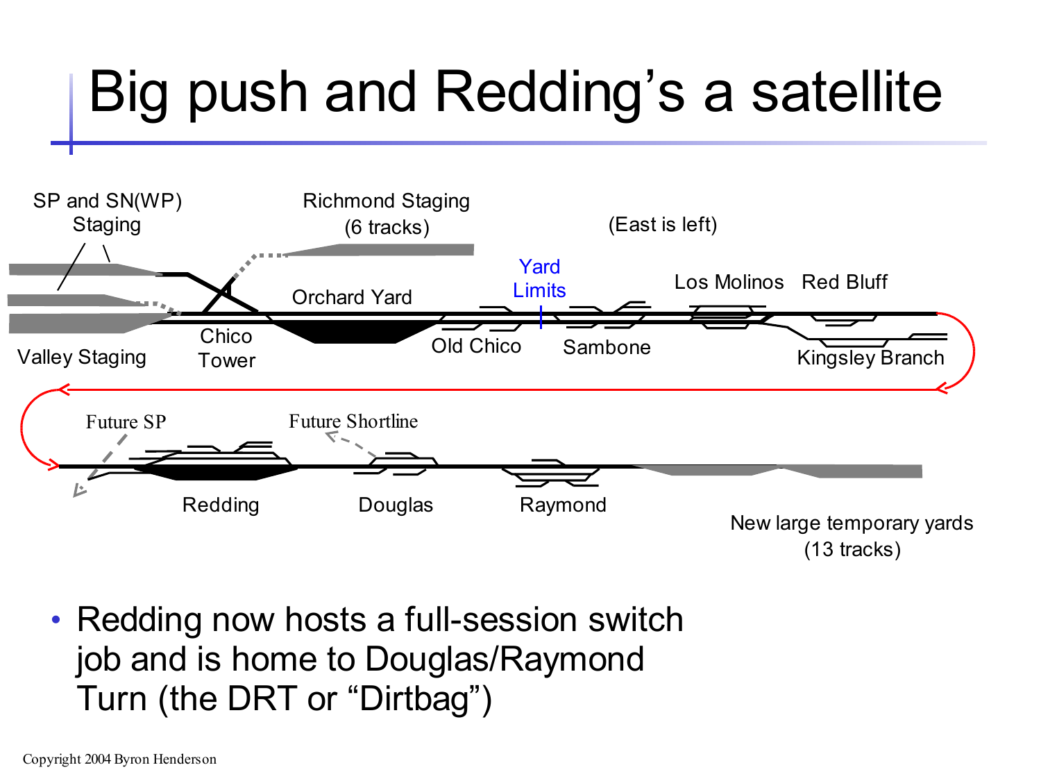# Big push and Redding's a satellite

SP and SN(WP) Staging

Richmond Staging (6 tracks)

(East is left)

Yard Limits

Orchard Yard

Los Molinos

Red Bluff

Valley Staging

Chico Tower

Old Chico

Sambone

Kingsley Branch

Future SP

Future Shortline

Redding

Douglas

Raymond

New large temporary yards (13 tracks)

- Redding now hosts a full-session switch job and is home to Douglas/Raymond Turn (the DRT or "Dirtbag")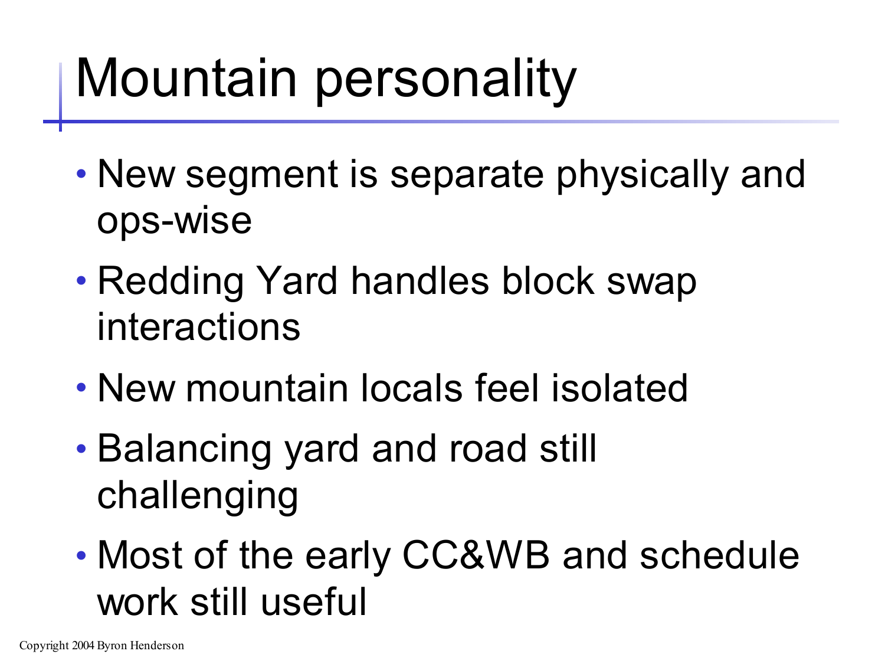# Mountain personality

- New segment is separate physically and ops-wise
- Redding Yard handles block swap interactions
- New mountain locals feel isolated
- Balancing yard and road still challenging
- Most of the early CC&WB and schedule work still useful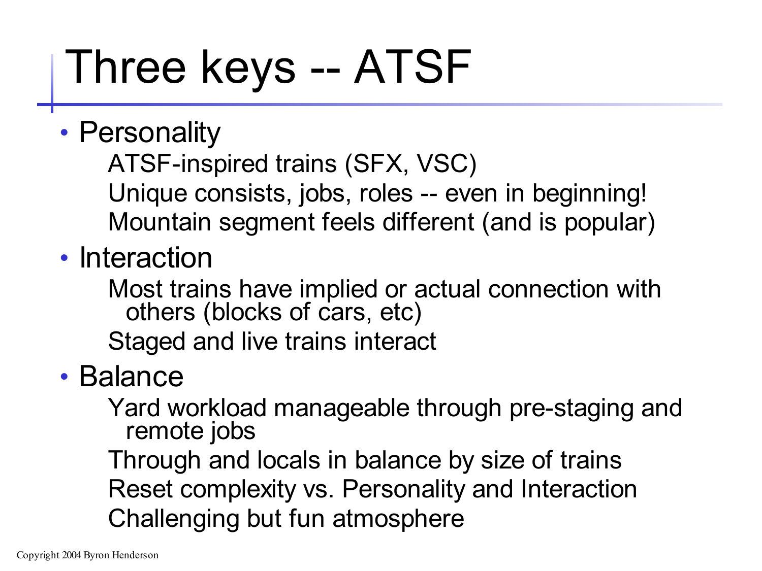# Three keys -- ATSF

- Personality
  - ATSF-inspired trains (SFX, VSC)
  - Unique consists, jobs, roles -- even in beginning!
  - Mountain segment feels different (and is popular)
- Interaction
  - Most trains have implied or actual connection with others (blocks of cars, etc)
  - Staged and live trains interact
- Balance
  - Yard workload manageable through pre-staging and remote jobs
  - Through and locals in balance by size of trains
  - Reset complexity vs. Personality and Interaction
  - Challenging but fun atmosphere

Copyright 2004 Byron Henderson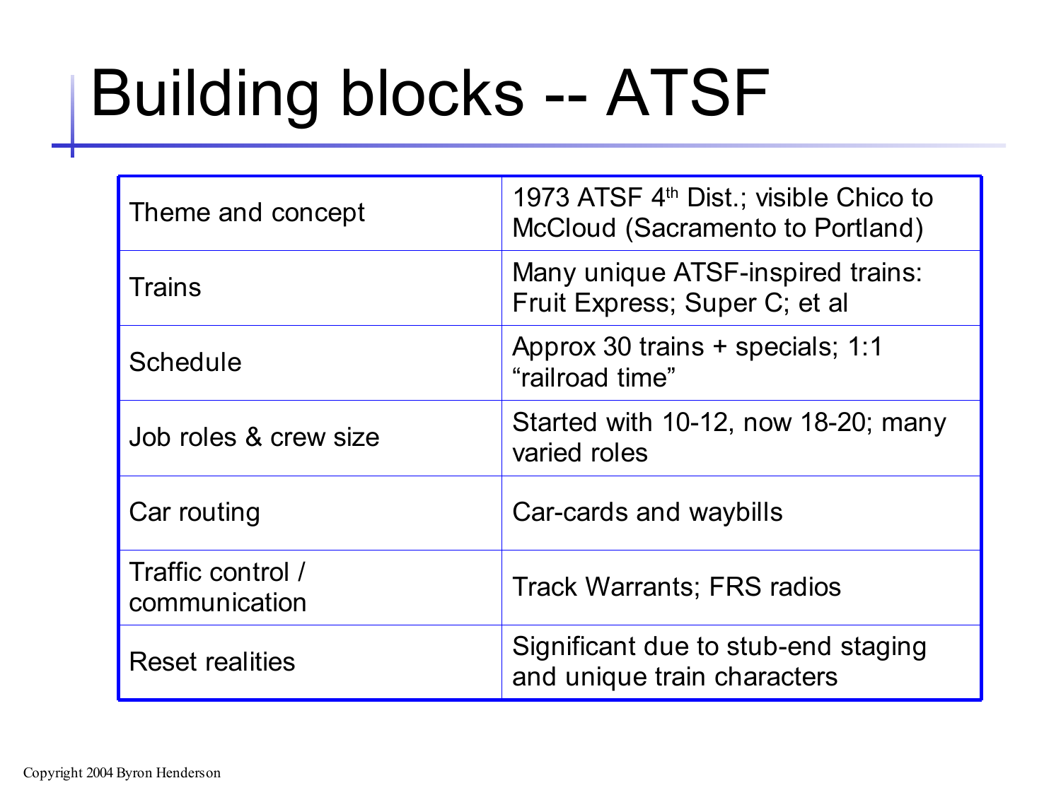# Building blocks -- ATSF

| | |
|---|---|
| Theme and concept | 1973 ATSF 4th Dist.; visible Chico to McCloud (Sacramento to Portland) |
| Trains | Many unique ATSF-inspired trains: Fruit Express; Super C; et al |
| Schedule | Approx 30 trains + specials; 1:1 "railroad time" |
| Job roles & crew size | Started with 10-12, now 18-20; many varied roles |
| Car routing | Car-cards and waybills |
| Traffic control / communication | Track Warrants; FRS radios |
| Reset realities | Significant due to stub-end staging and unique train characters |

Copyright 2004 Byron Henderson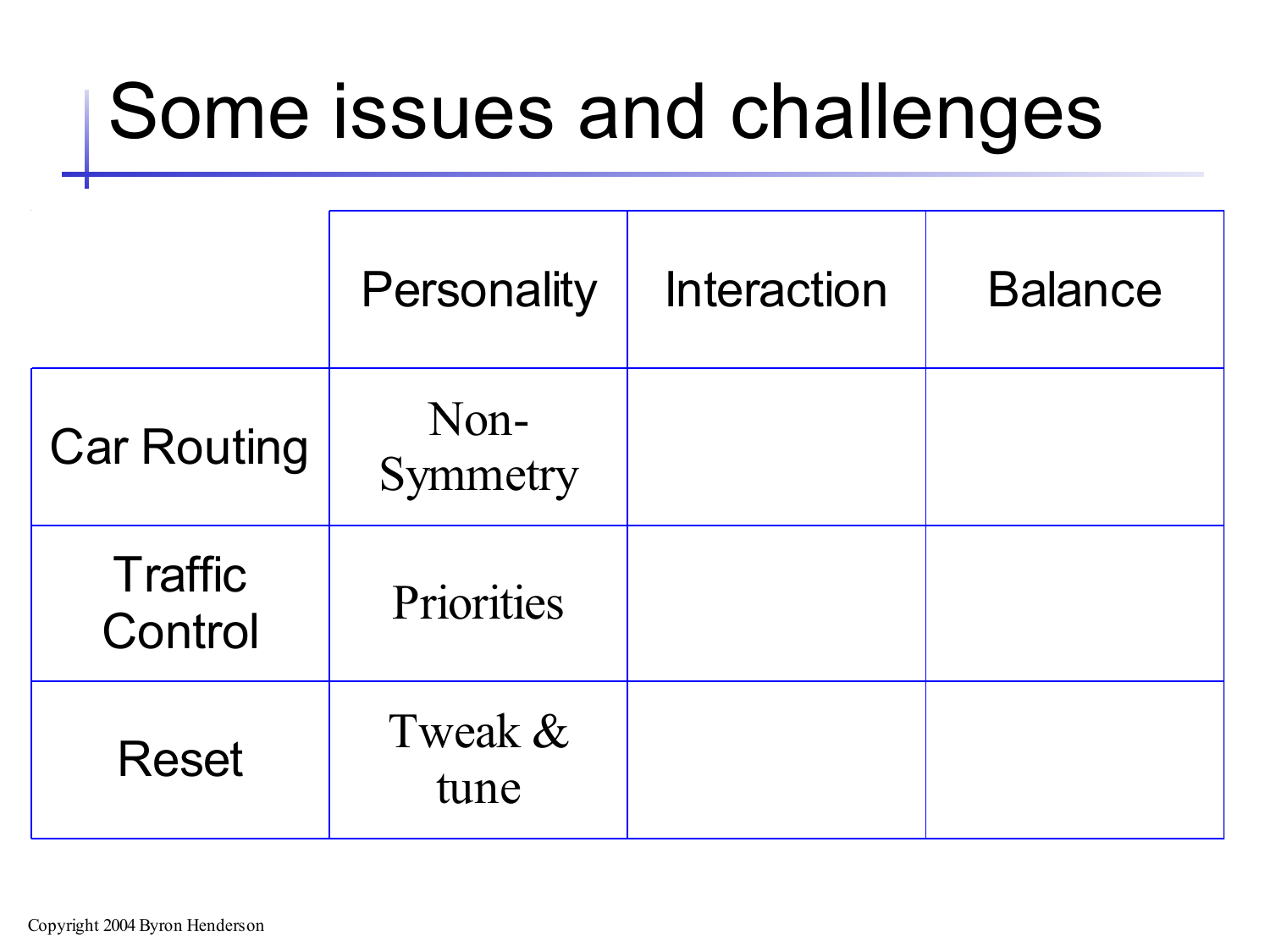# Some issues and challenges

| | Personality | Interaction | Balance |
|---|---|---|---|
| Car Routing | Non-Symmetry | | |
| Traffic Control | Priorities | | |
| Reset | Tweak & tune | | |

Copyright 2004 Byron Henderson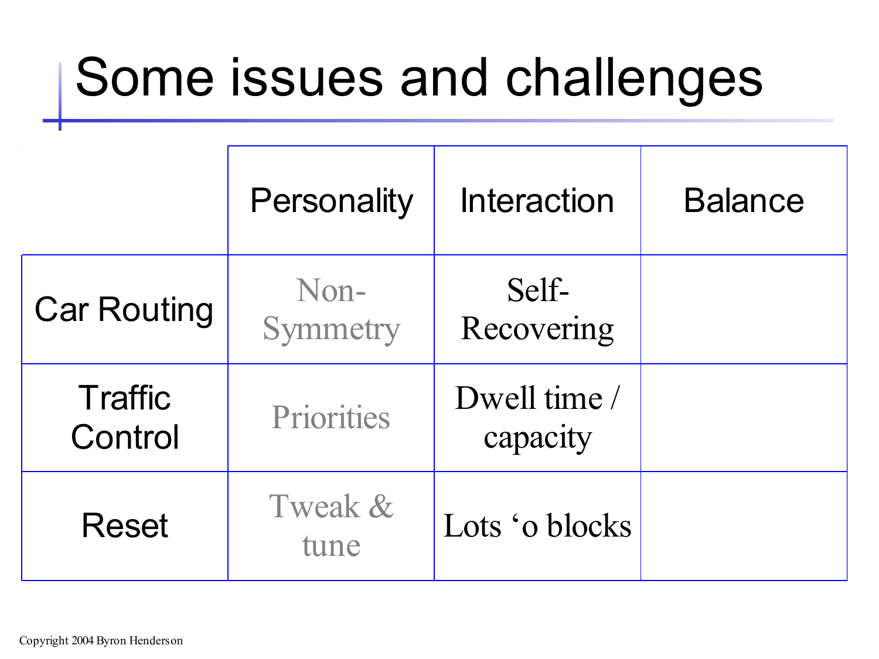# Some issues and challenges

| | Personality | Interaction | Balance |
|---|---|---|---|
| Car Routing | Non-Symmetry | Self-Recovering | |
| Traffic Control | Priorities | Dwell time / capacity | |
| Reset | Tweak & tune | Lots 'o blocks | |

Copyright 2004 Byron Henderson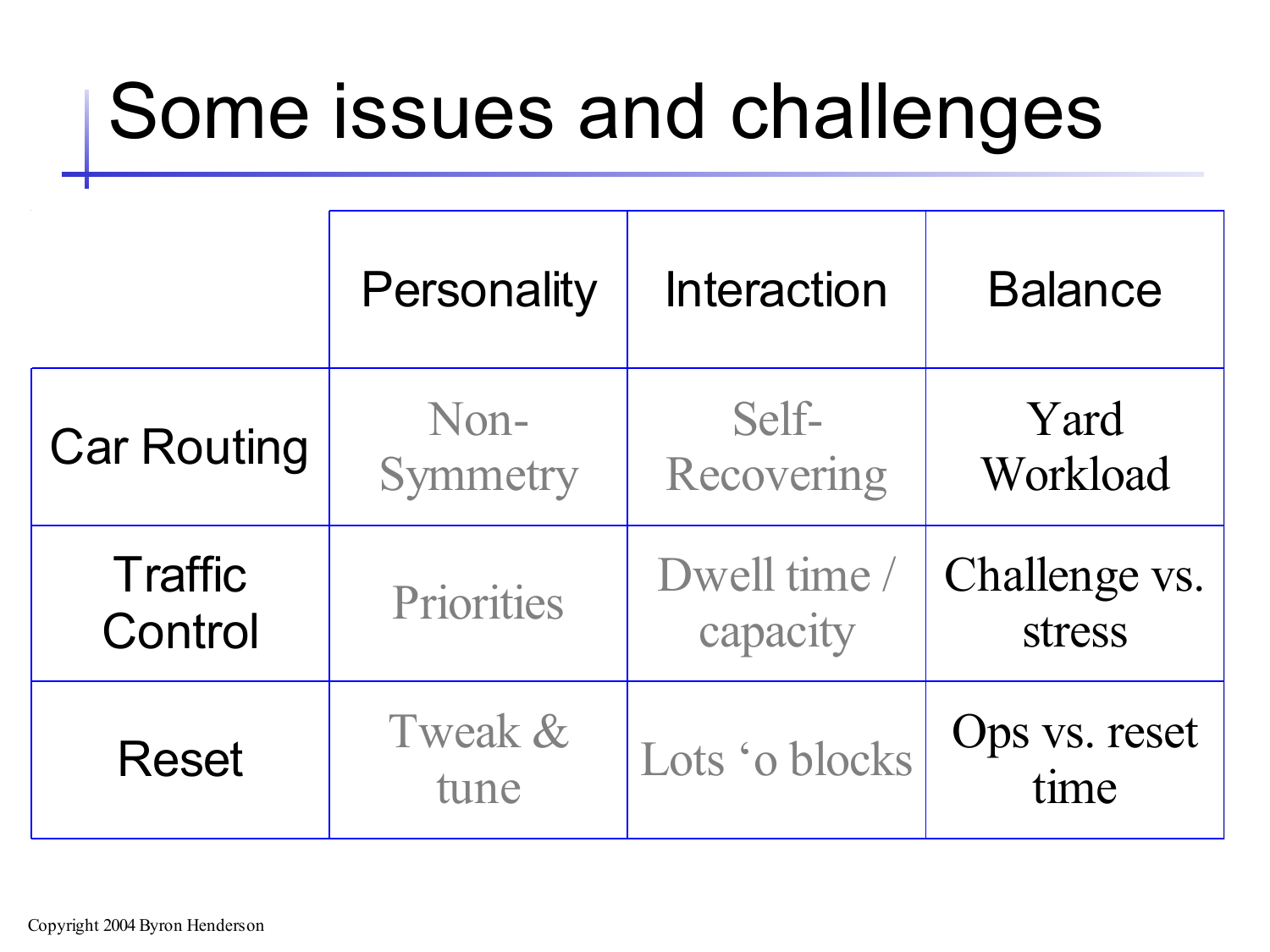# Some issues and challenges

| | Personality | Interaction | Balance |
|---|---|---|---|
| Car Routing | Non-Symmetry | Self-Recovering | Yard Workload |
| Traffic Control | Priorities | Dwell time / capacity | Challenge vs. stress |
| Reset | Tweak & tune | Lots ‘o blocks | Ops vs. reset time |

Copyright 2004 Byron Henderson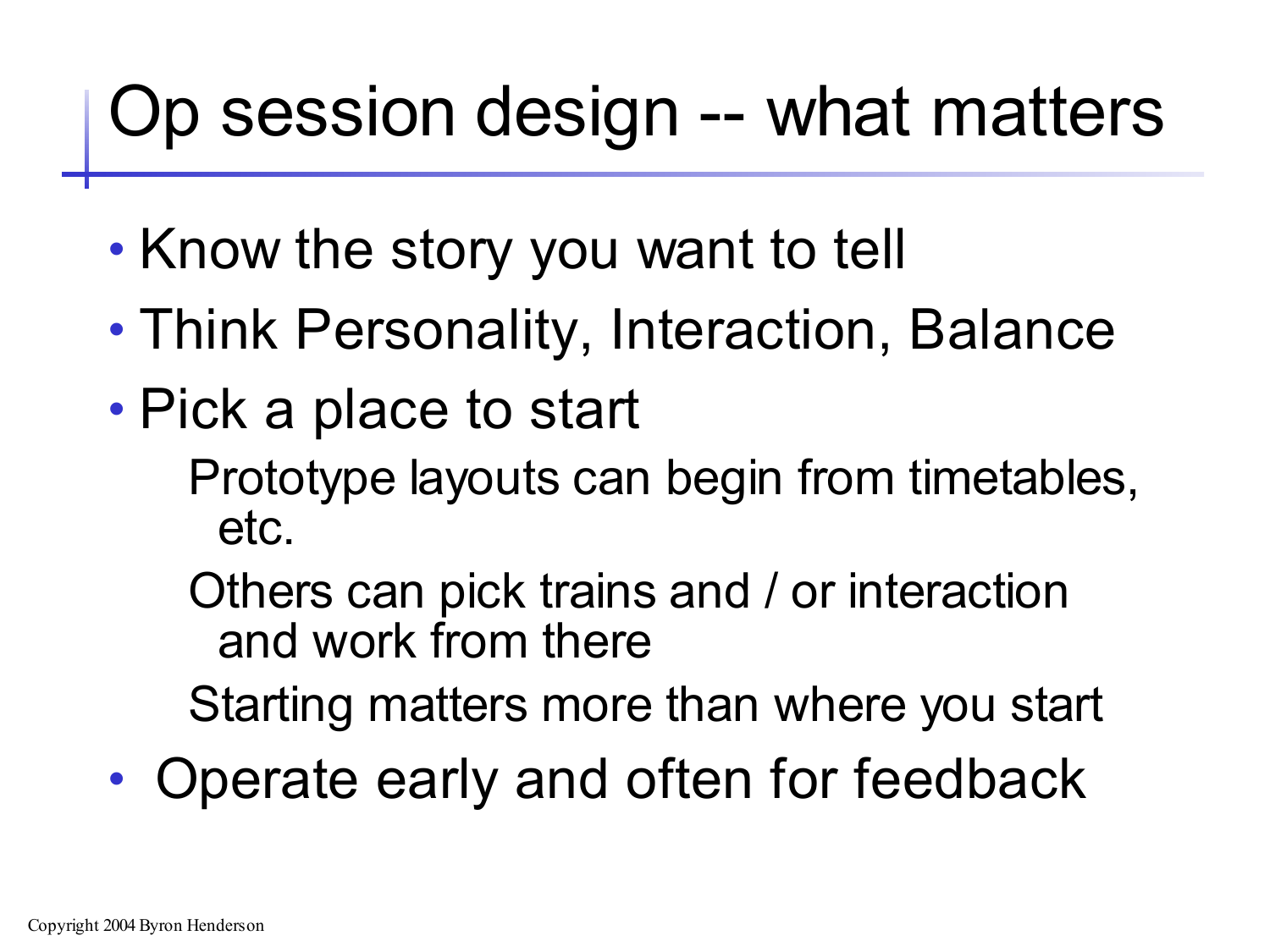# Op session design -- what matters

- Know the story you want to tell
- Think Personality, Interaction, Balance
- Pick a place to start
  - Prototype layouts can begin from timetables, etc.
  - Others can pick trains and / or interaction and work from there
  - Starting matters more than where you start
- Operate early and often for feedback

Copyright 2004 Byron Henderson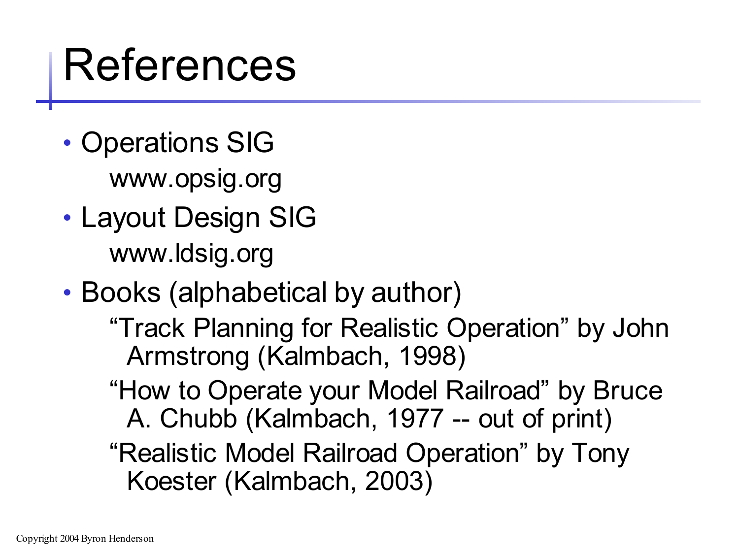# References

- Operations SIG

  www.opsig.org

- Layout Design SIG

  www.ldsig.org

- Books (alphabetical by author)

  "Track Planning for Realistic Operation" by John Armstrong (Kalmbach, 1998)

  "How to Operate your Model Railroad" by Bruce A. Chubb (Kalmbach, 1977 -- out of print)

  "Realistic Model Railroad Operation" by Tony Koester (Kalmbach, 2003)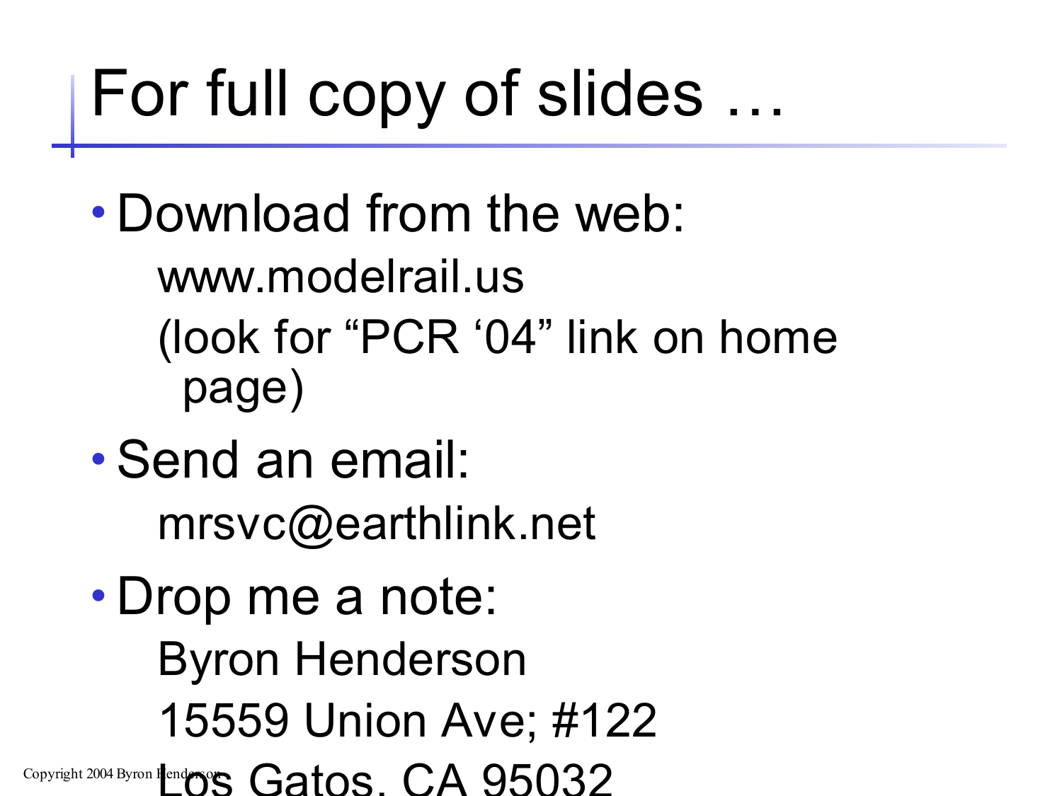# For full copy of slides …

- Download from the web:

  www.modelrail.us

  (look for "PCR '04" link on home page)

- Send an email:

  mrsvc@earthlink.net

- Drop me a note:

  Byron Henderson

  15559 Union Ave; #122

  Los Gatos, CA 95032

Copyright 2004 Byron Henderson